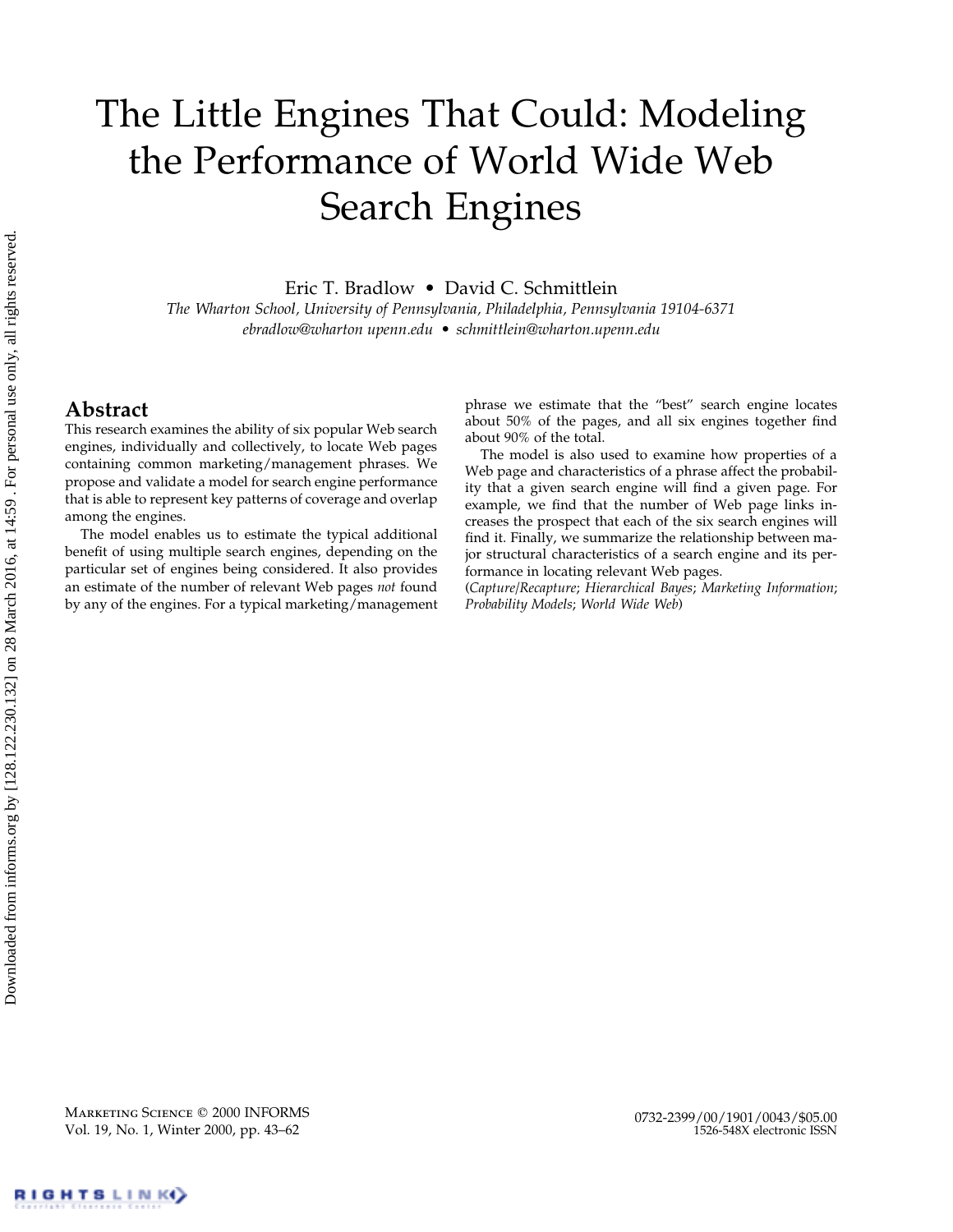# The Little Engines That Could: Modeling the Performance of World Wide Web Search Engines

Eric T. Bradlow • David C. Schmittlein

*The Wharton School, University of Pennsylvania, Philadelphia, Pennsylvania 19104-6371*

*ebradlow@wharton upenn.edu • schmittlein@wharton.upenn.edu*

## Abstract

This research examines the ability of six popular Web search engines, individually and collectively, to locate Web pages containing common marketing/management phrases. We propose and validate a model for search engine performance that is able to represent key patterns of coverage and overlap among the engines.

The model enables us to estimate the typical additional benefit of using multiple search engines, depending on the particular set of engines being considered. It also provides an estimate of the number of relevant Web pages *not* found by any of the engines. For a typical marketing/management phrase we estimate that the "best" search engine locates about 50% of the pages, and all six engines together find about 90% of the total.

The model is also used to examine how properties of a Web page and characteristics of a phrase affect the probability that a given search engine will find a given page. For example, we find that the number of Web page links increases the prospect that each of the six search engines will find it. Finally, we summarize the relationship between major structural characteristics of a search engine and its performance in locating relevant Web pages.

(*Capture/Recapture*; *Hierarchical Bayes*; *Marketing Information*; *Probability Models*; *World Wide Web*)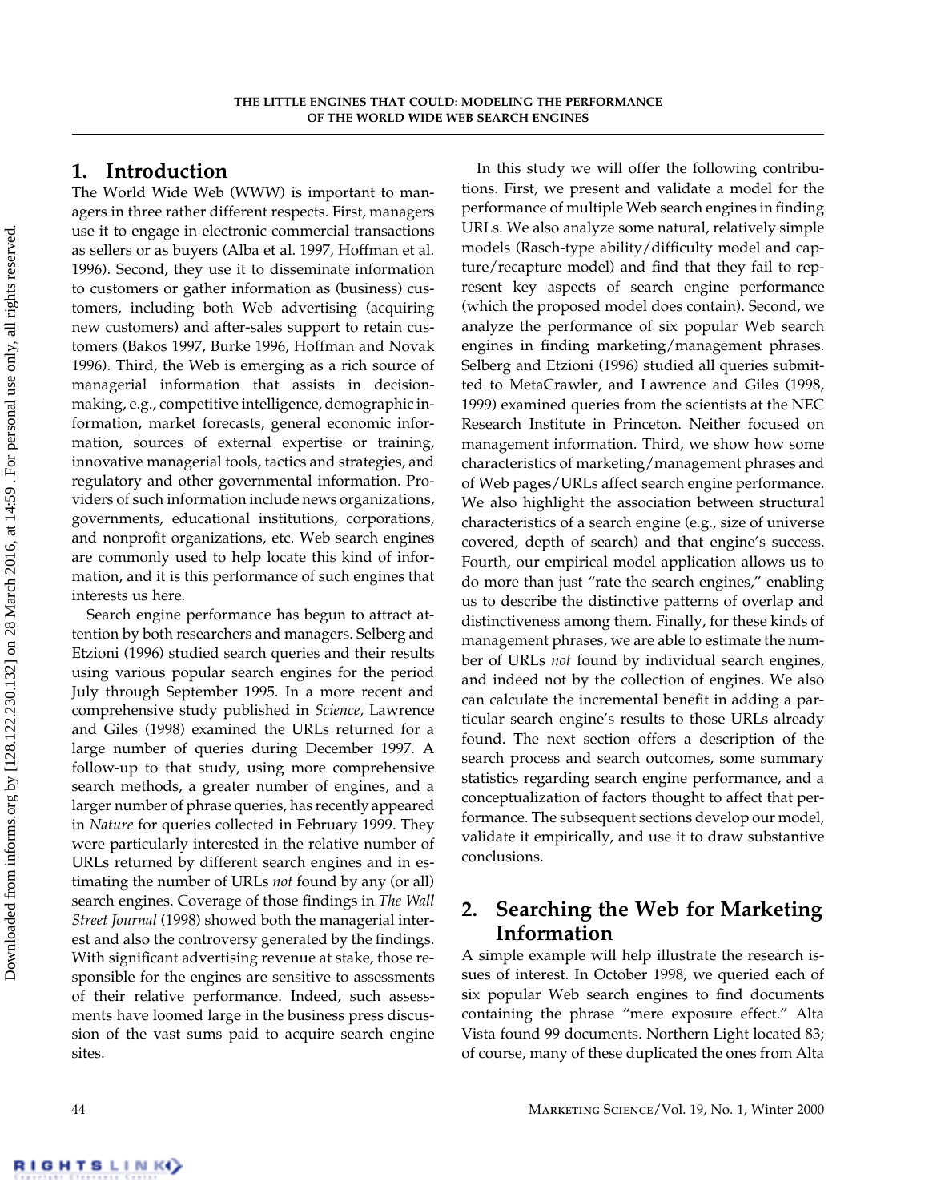## 1. Introduction

The World Wide Web (WWW) is important to managers in three rather different respects. First, managers use it to engage in electronic commercial transactions as sellers or as buyers (Alba et al. 1997, Hoffman et al. 1996). Second, they use it to disseminate information to customers or gather information as (business) customers, including both Web advertising (acquiring new customers) and after-sales support to retain customers (Bakos 1997, Burke 1996, Hoffman and Novak 1996). Third, the Web is emerging as a rich source of managerial information that assists in decision-making, e.g., competitive intelligence, demographic information, market forecasts, general economic information, sources of external expertise or training, innovative managerial tools, tactics and strategies, and regulatory and other governmental information. Providers of such information include news organizations, governments, educational institutions, corporations, and nonprofit organizations, etc. Web search engines are commonly used to help locate this kind of information, and it is this performance of such engines that interests us here.

Search engine performance has begun to attract attention by both researchers and managers. Selberg and Etzioni (1996) studied search queries and their results using various popular search engines for the period July through September 1995. In a more recent and comprehensive study published in *Science,* Lawrence and Giles (1998) examined the URLs returned for a large number of queries during December 1997. A follow-up to that study, using more comprehensive search methods, a greater number of engines, and a larger number of phrase queries, has recently appeared in *Nature* for queries collected in February 1999. They were particularly interested in the relative number of URLs returned by different search engines and in estimating the number of URLs *not* found by any (or all) search engines. Coverage of those findings in *The Wall Street Journal* (1998) showed both the managerial interest and also the controversy generated by the findings. With significant advertising revenue at stake, those responsible for the engines are sensitive to assessments of their relative performance. Indeed, such assessments have loomed large in the business press discussion of the vast sums paid to acquire search engine sites.

In this study we will offer the following contributions. First, we present and validate a model for the performance of multiple Web search engines in finding URLs. We also analyze some natural, relatively simple models (Rasch-type ability/difficulty model and capture/recapture model) and find that they fail to represent key aspects of search engine performance (which the proposed model does contain). Second, we analyze the performance of six popular Web search engines in finding marketing/management phrases. Selberg and Etzioni (1996) studied all queries submitted to MetaCrawler, and Lawrence and Giles (1998, 1999) examined queries from the scientists at the NEC Research Institute in Princeton. Neither focused on management information. Third, we show how some characteristics of marketing/management phrases and of Web pages/URLs affect search engine performance. We also highlight the association between structural characteristics of a search engine (e.g., size of universe covered, depth of search) and that engine's success. Fourth, our empirical model application allows us to do more than just "rate the search engines," enabling us to describe the distinctive patterns of overlap and distinctiveness among them. Finally, for these kinds of management phrases, we are able to estimate the number of URLs *not* found by individual search engines, and indeed not by the collection of engines. We also can calculate the incremental benefit in adding a particular search engine's results to those URLs already found. The next section offers a description of the search process and search outcomes, some summary statistics regarding search engine performance, and a conceptualization of factors thought to affect that performance. The subsequent sections develop our model, validate it empirically, and use it to draw substantive conclusions.

## 2. Searching the Web for Marketing Information

A simple example will help illustrate the research issues of interest. In October 1998, we queried each of six popular Web search engines to find documents containing the phrase "mere exposure effect." Alta Vista found 99 documents. Northern Light located 83; of course, many of these duplicated the ones from Alta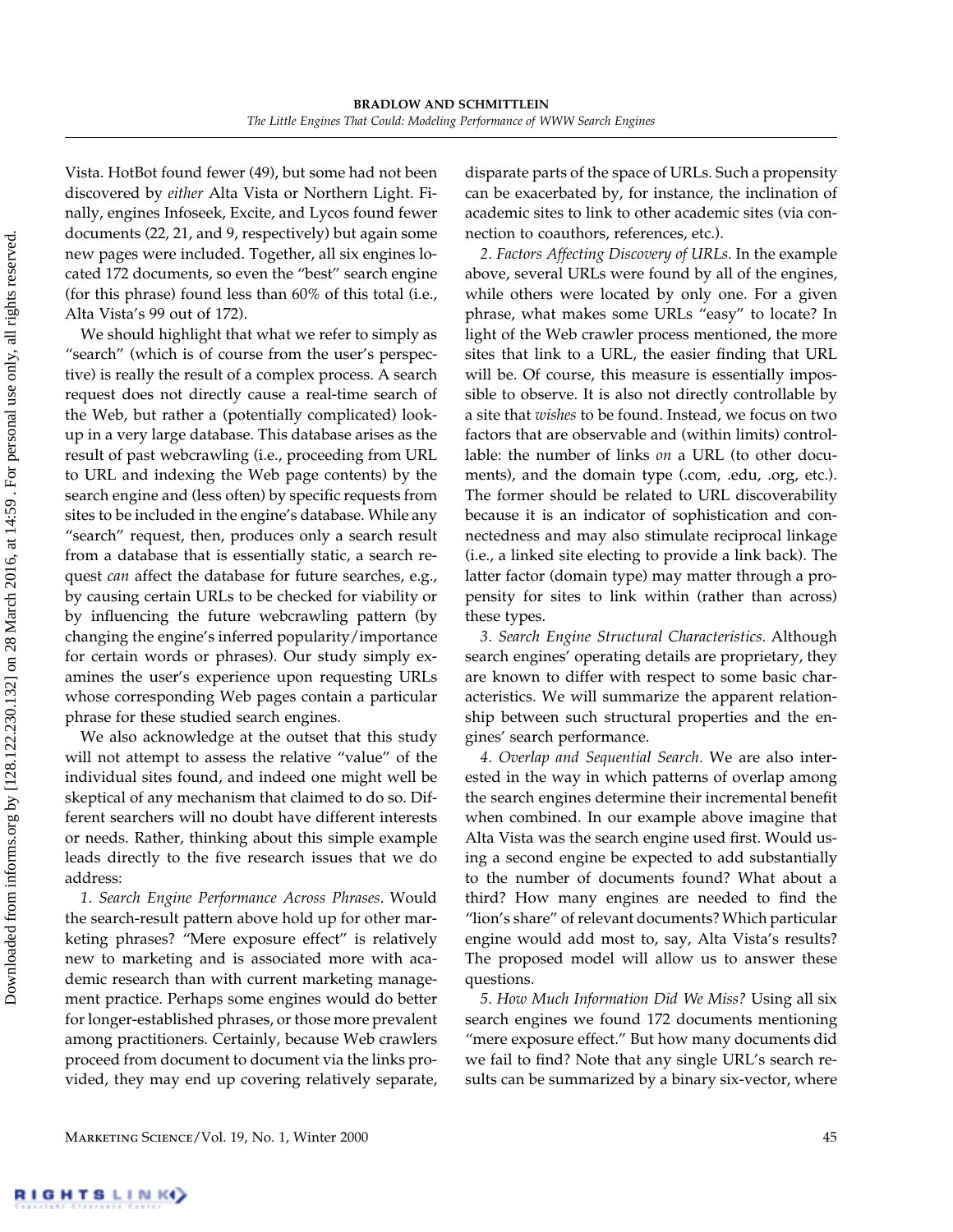Vista. HotBot found fewer (49), but some had not been discovered by *either* Alta Vista or Northern Light. Finally, engines Infoseek, Excite, and Lycos found fewer documents (22, 21, and 9, respectively) but again some new pages were included. Together, all six engines located 172 documents, so even the "best" search engine (for this phrase) found less than 60% of this total (i.e., Alta Vista's 99 out of 172).

We should highlight that what we refer to simply as "search" (which is of course from the user's perspective) is really the result of a complex process. A search request does not directly cause a real-time search of the Web, but rather a (potentially complicated) lookup in a very large database. This database arises as the result of past webcrawling (i.e., proceeding from URL to URL and indexing the Web page contents) by the search engine and (less often) by specific requests from sites to be included in the engine's database. While any "search" request, then, produces only a search result from a database that is essentially static, a search request *can* affect the database for future searches, e.g., by causing certain URLs to be checked for viability or by influencing the future webcrawling pattern (by changing the engine's inferred popularity/importance for certain words or phrases). Our study simply examines the user's experience upon requesting URLs whose corresponding Web pages contain a particular phrase for these studied search engines.

We also acknowledge at the outset that this study will not attempt to assess the relative "value" of the individual sites found, and indeed one might well be skeptical of any mechanism that claimed to do so. Different searchers will no doubt have different interests or needs. Rather, thinking about this simple example leads directly to the five research issues that we do address:

*1. Search Engine Performance Across Phrases.* Would the search-result pattern above hold up for other marketing phrases? "Mere exposure effect" is relatively new to marketing and is associated more with academic research than with current marketing management practice. Perhaps some engines would do better for longer-established phrases, or those more prevalent among practitioners. Certainly, because Web crawlers proceed from document to document via the links provided, they may end up covering relatively separate, disparate parts of the space of URLs. Such a propensity can be exacerbated by, for instance, the inclination of academic sites to link to other academic sites (via connection to coauthors, references, etc.).

*2. Factors Affecting Discovery of URLs.* In the example above, several URLs were found by all of the engines, while others were located by only one. For a given phrase, what makes some URLs "easy" to locate? In light of the Web crawler process mentioned, the more sites that link to a URL, the easier finding that URL will be. Of course, this measure is essentially impossible to observe. It is also not directly controllable by a site that *wishes* to be found. Instead, we focus on two factors that are observable and (within limits) controllable: the number of links *on* a URL (to other documents), and the domain type (.com, .edu, .org, etc.). The former should be related to URL discoverability because it is an indicator of sophistication and connectedness and may also stimulate reciprocal linkage (i.e., a linked site electing to provide a link back). The latter factor (domain type) may matter through a propensity for sites to link within (rather than across) these types.

*3. Search Engine Structural Characteristics.* Although search engines' operating details are proprietary, they are known to differ with respect to some basic characteristics. We will summarize the apparent relationship between such structural properties and the engines' search performance.

*4. Overlap and Sequential Search.* We are also interested in the way in which patterns of overlap among the search engines determine their incremental benefit when combined. In our example above imagine that Alta Vista was the search engine used first. Would using a second engine be expected to add substantially to the number of documents found? What about a third? How many engines are needed to find the "lion's share" of relevant documents? Which particular engine would add most to, say, Alta Vista's results? The proposed model will allow us to answer these questions.

*5. How Much Information Did We Miss?* Using all six search engines we found 172 documents mentioning "mere exposure effect." But how many documents did we fail to find? Note that any single URL's search results can be summarized by a binary six-vector, where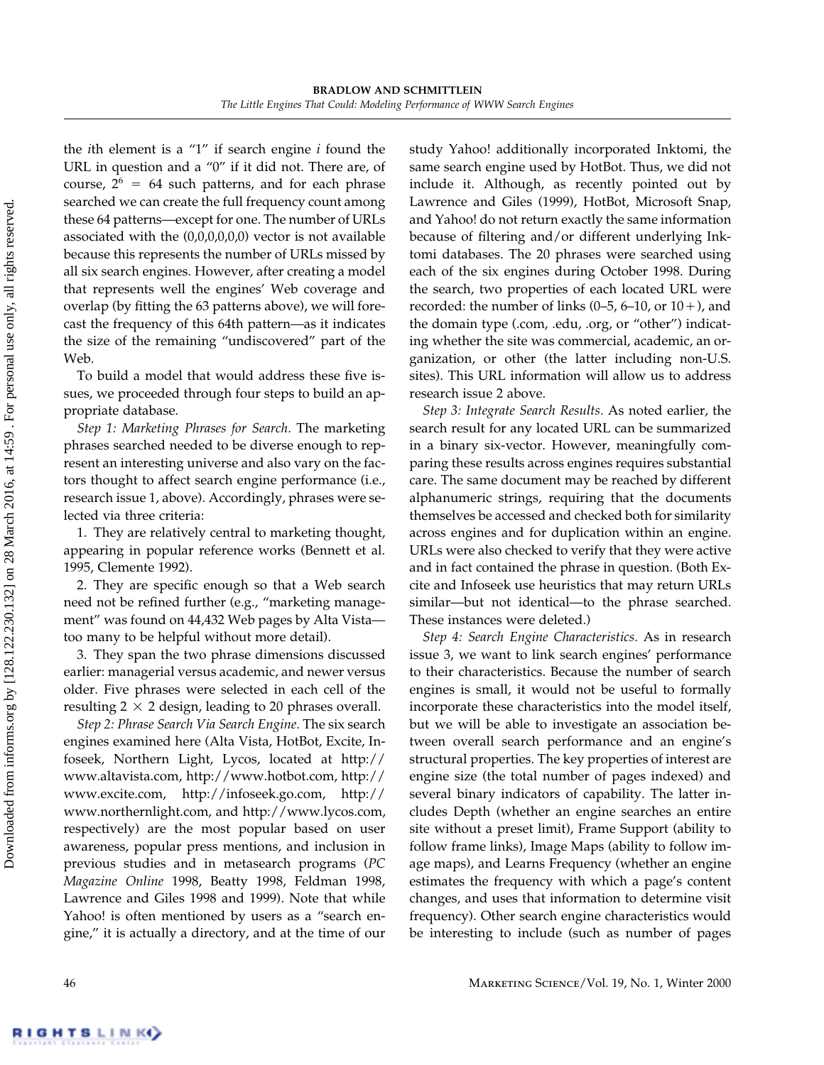the *i*th element is a "1" if search engine *i* found the URL in question and a "0" if it did not. There are, of course, $2^6 = 64$ such patterns, and for each phrase searched we can create the full frequency count among these 64 patterns—except for one. The number of URLs associated with the (0,0,0,0,0,0) vector is not available because this represents the number of URLs missed by all six search engines. However, after creating a model that represents well the engines' Web coverage and overlap (by fitting the 63 patterns above), we will forecast the frequency of this 64th pattern—as it indicates the size of the remaining "undiscovered" part of the Web.

To build a model that would address these five issues, we proceeded through four steps to build an appropriate database.

*Step 1: Marketing Phrases for Search.* The marketing phrases searched needed to be diverse enough to represent an interesting universe and also vary on the factors thought to affect search engine performance (i.e., research issue 1, above). Accordingly, phrases were selected via three criteria:

1. They are relatively central to marketing thought, appearing in popular reference works (Bennett et al. 1995, Clemente 1992).

2. They are specific enough so that a Web search need not be refined further (e.g., "marketing management" was found on 44,432 Web pages by Alta Vista—too many to be helpful without more detail).

3. They span the two phrase dimensions discussed earlier: managerial versus academic, and newer versus older. Five phrases were selected in each cell of the resulting 2 × 2 design, leading to 20 phrases overall.

*Step 2: Phrase Search Via Search Engine.* The six search engines examined here (Alta Vista, HotBot, Excite, Infoseek, Northern Light, Lycos, located at http://www.altavista.com, http://www.hotbot.com, http://www.excite.com, http://infoseek.go.com, http://www.northernlight.com, and http://www.lycos.com, respectively) are the most popular based on user awareness, popular press mentions, and inclusion in previous studies and in metasearch programs (*PC Magazine Online* 1998, Beatty 1998, Feldman 1998, Lawrence and Giles 1998 and 1999). Note that while Yahoo! is often mentioned by users as a "search engine," it is actually a directory, and at the time of our study Yahoo! additionally incorporated Inktomi, the same search engine used by HotBot. Thus, we did not include it. Although, as recently pointed out by Lawrence and Giles (1999), HotBot, Microsoft Snap, and Yahoo! do not return exactly the same information because of filtering and/or different underlying Inktomi databases. The 20 phrases were searched using each of the six engines during October 1998. During the search, two properties of each located URL were recorded: the number of links (0–5, 6–10, or 10+), and the domain type (.com, .edu, .org, or "other") indicating whether the site was commercial, academic, an organization, or other (the latter including non-U.S. sites). This URL information will allow us to address research issue 2 above.

*Step 3: Integrate Search Results.* As noted earlier, the search result for any located URL can be summarized in a binary six-vector. However, meaningfully comparing these results across engines requires substantial care. The same document may be reached by different alphanumeric strings, requiring that the documents themselves be accessed and checked both for similarity across engines and for duplication within an engine. URLs were also checked to verify that they were active and in fact contained the phrase in question. (Both Excite and Infoseek use heuristics that may return URLs similar—but not identical—to the phrase searched. These instances were deleted.)

*Step 4: Search Engine Characteristics.* As in research issue 3, we want to link search engines' performance to their characteristics. Because the number of search engines is small, it would not be useful to formally incorporate these characteristics into the model itself, but we will be able to investigate an association between overall search performance and an engine's structural properties. The key properties of interest are engine size (the total number of pages indexed) and several binary indicators of capability. The latter includes Depth (whether an engine searches an entire site without a preset limit), Frame Support (ability to follow frame links), Image Maps (ability to follow image maps), and Learns Frequency (whether an engine estimates the frequency with which a page's content changes, and uses that information to determine visit frequency). Other search engine characteristics would be interesting to include (such as number of pages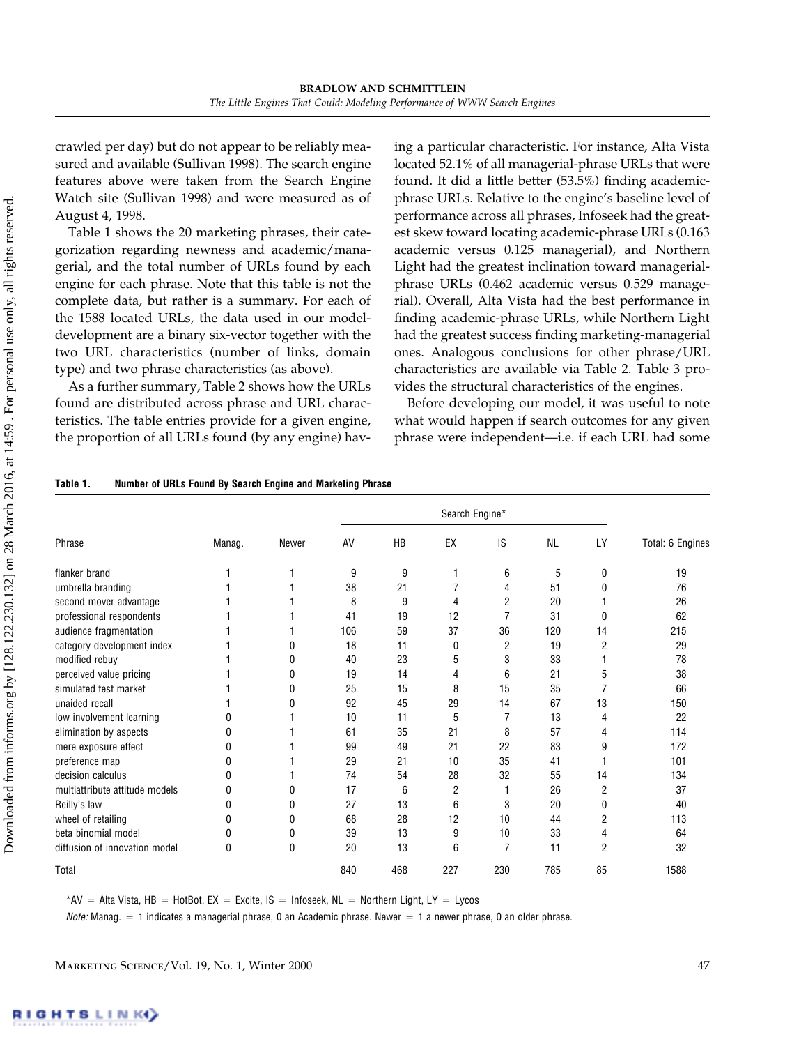crawled per day) but do not appear to be reliably measured and available (Sullivan 1998). The search engine features above were taken from the Search Engine Watch site (Sullivan 1998) and were measured as of August 4, 1998.

Table 1 shows the 20 marketing phrases, their categorization regarding newness and academic/managerial, and the total number of URLs found by each engine for each phrase. Note that this table is not the complete data, but rather is a summary. For each of the 1588 located URLs, the data used in our model-development are a binary six-vector together with the two URL characteristics (number of links, domain type) and two phrase characteristics (as above).

As a further summary, Table 2 shows how the URLs found are distributed across phrase and URL characteristics. The table entries provide for a given engine, the proportion of all URLs found (by any engine) having a particular characteristic. For instance, Alta Vista located 52.1% of all managerial-phrase URLs that were found. It did a little better (53.5%) finding academic-phrase URLs. Relative to the engine's baseline level of performance across all phrases, Infoseek had the greatest skew toward locating academic-phrase URLs (0.163 academic versus 0.125 managerial), and Northern Light had the greatest inclination toward managerial-phrase URLs (0.462 academic versus 0.529 managerial). Overall, Alta Vista had the best performance in finding academic-phrase URLs, while Northern Light had the greatest success finding marketing-managerial ones. Analogous conclusions for other phrase/URL characteristics are available via Table 2. Table 3 provides the structural characteristics of the engines.

Before developing our model, it was useful to note what would happen if search outcomes for any given phrase were independent—i.e. if each URL had some

**Table 1. Number of URLs Found By Search Engine and Marketing Phrase**

| Phrase | Manag. | Newer | Search Engine* | | | | | | Total: 6 Engines |
|---|---|---|---|---|---|---|---|---|---|
| | | | AV | HB | EX | IS | NL | LY | |
| flanker brand | 1 | 1 | 9 | 9 | 1 | 6 | 5 | 0 | 19 |
| umbrella branding | 1 | 1 | 38 | 21 | 7 | 4 | 51 | 0 | 76 |
| second mover advantage | 1 | 1 | 8 | 9 | 4 | 2 | 20 | 1 | 26 |
| professional respondents | 1 | 1 | 41 | 19 | 12 | 7 | 31 | 0 | 62 |
| audience fragmentation | 1 | 1 | 106 | 59 | 37 | 36 | 120 | 14 | 215 |
| category development index | 1 | 0 | 18 | 11 | 0 | 2 | 19 | 2 | 29 |
| modified rebuy | 1 | 0 | 40 | 23 | 5 | 3 | 33 | 1 | 78 |
| perceived value pricing | 1 | 0 | 19 | 14 | 4 | 6 | 21 | 5 | 38 |
| simulated test market | 1 | 0 | 25 | 15 | 8 | 15 | 35 | 7 | 66 |
| unaided recall | 1 | 0 | 92 | 45 | 29 | 14 | 67 | 13 | 150 |
| low involvement learning | 0 | 1 | 10 | 11 | 5 | 7 | 13 | 4 | 22 |
| elimination by aspects | 0 | 1 | 61 | 35 | 21 | 8 | 57 | 4 | 114 |
| mere exposure effect | 0 | 1 | 99 | 49 | 21 | 22 | 83 | 9 | 172 |
| preference map | 0 | 1 | 29 | 21 | 10 | 35 | 41 | 1 | 101 |
| decision calculus | 0 | 1 | 74 | 54 | 28 | 32 | 55 | 14 | 134 |
| multiattribute attitude models | 0 | 0 | 17 | 6 | 2 | 1 | 26 | 2 | 37 |
| Reilly's law | 0 | 0 | 27 | 13 | 6 | 3 | 20 | 0 | 40 |
| wheel of retailing | 0 | 0 | 68 | 28 | 12 | 10 | 44 | 2 | 113 |
| beta binomial model | 0 | 0 | 39 | 13 | 9 | 10 | 33 | 4 | 64 |
| diffusion of innovation model | 0 | 0 | 20 | 13 | 6 | 7 | 11 | 2 | 32 |
| Total | | | 840 | 468 | 227 | 230 | 785 | 85 | 1588 |

*AV = Alta Vista, HB = HotBot, EX = Excite, IS = Infoseek, NL = Northern Light, LY = Lycos

*Note:* Manag. = 1 indicates a managerial phrase, 0 an Academic phrase. Newer = 1 a newer phrase, 0 an older phrase.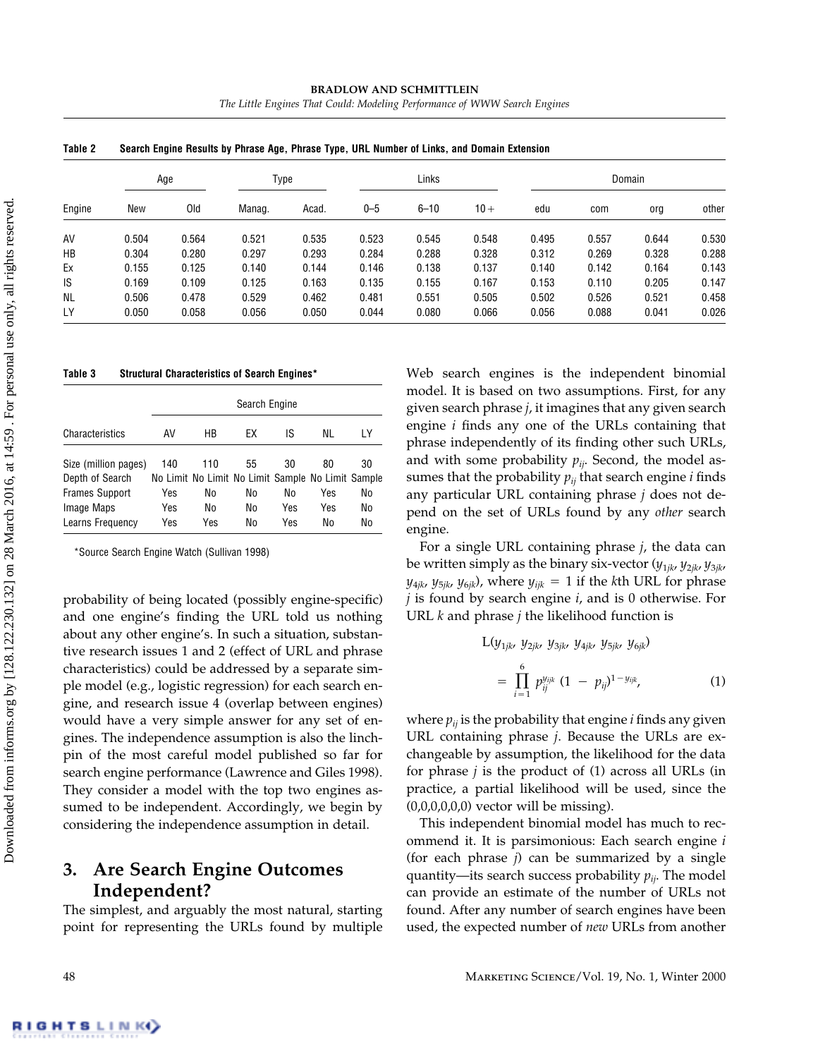**Table 2 Search Engine Results by Phrase Age, Phrase Type, URL Number of Links, and Domain Extension**

| | Age | | Type | | Links | | | Domain | | | |
|---|---|---|---|---|---|---|---|---|---|---|---|
| Engine | New | Old | Manag. | Acad. | 0–5 | 6–10 | 10+ | edu | com | org | other |
| AV | 0.504 | 0.564 | 0.521 | 0.535 | 0.523 | 0.545 | 0.548 | 0.495 | 0.557 | 0.644 | 0.530 |
| HB | 0.304 | 0.280 | 0.297 | 0.293 | 0.284 | 0.288 | 0.328 | 0.312 | 0.269 | 0.328 | 0.288 |
| Ex | 0.155 | 0.125 | 0.140 | 0.144 | 0.146 | 0.138 | 0.137 | 0.140 | 0.142 | 0.164 | 0.143 |
| IS | 0.169 | 0.109 | 0.125 | 0.163 | 0.135 | 0.155 | 0.167 | 0.153 | 0.110 | 0.205 | 0.147 |
| NL | 0.506 | 0.478 | 0.529 | 0.462 | 0.481 | 0.551 | 0.505 | 0.502 | 0.526 | 0.521 | 0.458 |
| LY | 0.050 | 0.058 | 0.056 | 0.050 | 0.044 | 0.080 | 0.066 | 0.056 | 0.088 | 0.041 | 0.026 |

**Table 3 Structural Characteristics of Search Engines***

| | Search Engine | | | | | |
|---|---|---|---|---|---|---|
| Characteristics | AV | HB | EX | IS | NL | LY |
| Size (million pages) | 140 | 110 | 55 | 30 | 80 | 30 |
| Depth of Search | No Limit | No Limit | No Limit | Sample | No Limit | Sample |
| Frames Support | Yes | No | No | No | Yes | No |
| Image Maps | Yes | No | No | Yes | Yes | No |
| Learns Frequency | Yes | Yes | No | Yes | No | No |

*Source Search Engine Watch (Sullivan 1998)

probability of being located (possibly engine-specific) and one engine's finding the URL told us nothing about any other engine's. In such a situation, substantive research issues 1 and 2 (effect of URL and phrase characteristics) could be addressed by a separate simple model (e.g., logistic regression) for each search engine, and research issue 4 (overlap between engines) would have a very simple answer for any set of engines. The independence assumption is also the linchpin of the most careful model published so far for search engine performance (Lawrence and Giles 1998). They consider a model with the top two engines assumed to be independent. Accordingly, we begin by considering the independence assumption in detail.

## 3. Are Search Engine Outcomes Independent?

The simplest, and arguably the most natural, starting point for representing the URLs found by multiple Web search engines is the independent binomial model. It is based on two assumptions. First, for any given search phrase $j$, it imagines that any given search engine $i$ finds any one of the URLs containing that phrase independently of its finding other such URLs, and with some probability $p_{ij}$. Second, the model assumes that the probability $p_{ij}$ that search engine $i$ finds any particular URL containing phrase $j$ does not depend on the set of URLs found by any *other* search engine.

For a single URL containing phrase $j$, the data can be written simply as the binary six-vector ($y_{1jk}$, $y_{2jk}$, $y_{3jk}$, $y_{4jk}$, $y_{5jk}$, $y_{6jk}$), where $y_{ijk} = 1$ if the $k$th URL for phrase $j$ is found by search engine $i$, and is 0 otherwise. For URL $k$ and phrase $j$ the likelihood function is

$$L(y_{1jk}, y_{2jk}, y_{3jk}, y_{4jk}, y_{5jk}, y_{6jk}) = \prod_{i=1}^{6} p_{ij}^{y_{ijk}} (1 - p_{ij})^{1-y_{ijk}}, \tag{1}$$

where $p_{ij}$ is the probability that engine $i$ finds any given URL containing phrase $j$. Because the URLs are exchangeable by assumption, the likelihood for the data for phrase $j$ is the product of (1) across all URLs (in practice, a partial likelihood will be used, since the (0,0,0,0,0,0) vector will be missing).

This independent binomial model has much to recommend it. It is parsimonious: Each search engine $i$ (for each phrase $j$) can be summarized by a single quantity—its search success probability $p_{ij}$. The model can provide an estimate of the number of URLs not found. After any number of search engines have been used, the expected number of *new* URLs from another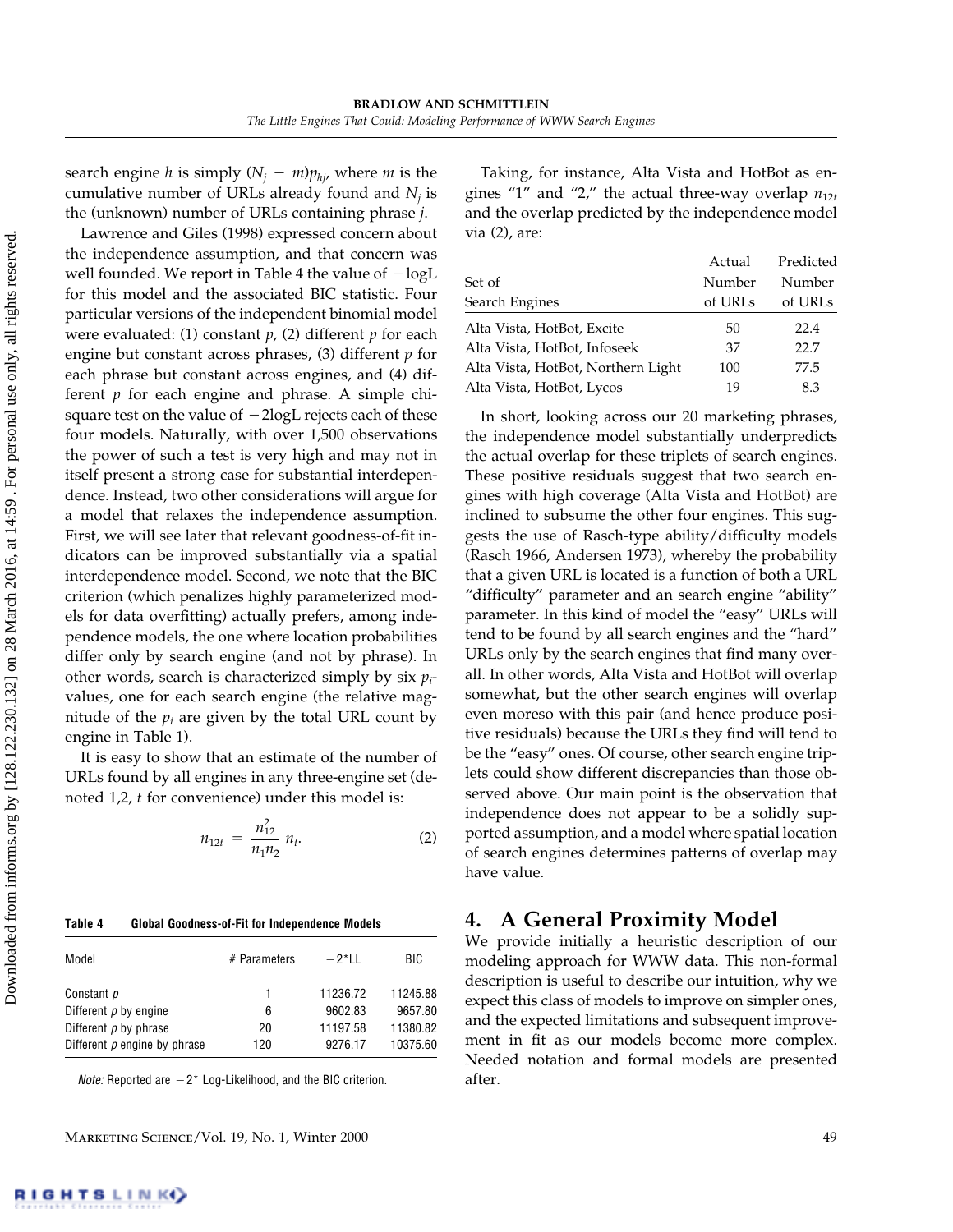search engine $h$ is simply $(N_j - m)p_{hj}$, where $m$ is the cumulative number of URLs already found and $N_j$ is the (unknown) number of URLs containing phrase $j$.

Lawrence and Giles (1998) expressed concern about the independence assumption, and that concern was well founded. We report in Table 4 the value of $-\log L$ for this model and the associated BIC statistic. Four particular versions of the independent binomial model were evaluated: (1) constant $p$, (2) different $p$ for each engine but constant across phrases, (3) different $p$ for each phrase but constant across engines, and (4) different $p$ for each engine and phrase. A simple chi-square test on the value of $-2\log L$ rejects each of these four models. Naturally, with over 1,500 observations the power of such a test is very high and may not in itself present a strong case for substantial interdependence. Instead, two other considerations will argue for a model that relaxes the independence assumption. First, we will see later that relevant goodness-of-fit indicators can be improved substantially via a spatial interdependence model. Second, we note that the BIC criterion (which penalizes highly parameterized models for data overfitting) actually prefers, among independence models, the one where location probabilities differ only by search engine (and not by phrase). In other words, search is characterized simply by six $p_i$-values, one for each search engine (the relative magnitude of the $p_i$ are given by the total URL count by engine in Table 1).

It is easy to show that an estimate of the number of URLs found by all engines in any three-engine set (denoted 1,2, $t$ for convenience) under this model is:

$$n_{12t} = \frac{n_{12}^2}{n_1 n_2} n_t. \tag{2}$$

**Table 4 Global Goodness-of-Fit for Independence Models**

| Model | # Parameters | $-2$*LL | BIC |
|---|---|---|---|
| Constant $p$ | 1 | 11236.72 | 11245.88 |
| Different $p$ by engine | 6 | 9602.83 | 9657.80 |
| Different $p$ by phrase | 20 | 11197.58 | 11380.82 |
| Different $p$ engine by phrase | 120 | 9276.17 | 10375.60 |

*Note:* Reported are $-2$* Log-Likelihood, and the BIC criterion.

Taking, for instance, Alta Vista and HotBot as engines "1" and "2," the actual three-way overlap $n_{12t}$ and the overlap predicted by the independence model via (2), are:

| Set of Search Engines | Actual Number of URLs | Predicted Number of URLs |
|---|---|---|
| Alta Vista, HotBot, Excite | 50 | 22.4 |
| Alta Vista, HotBot, Infoseek | 37 | 22.7 |
| Alta Vista, HotBot, Northern Light | 100 | 77.5 |
| Alta Vista, HotBot, Lycos | 19 | 8.3 |

In short, looking across our 20 marketing phrases, the independence model substantially underpredicts the actual overlap for these triplets of search engines. These positive residuals suggest that two search engines with high coverage (Alta Vista and HotBot) are inclined to subsume the other four engines. This suggests the use of Rasch-type ability/difficulty models (Rasch 1966, Andersen 1973), whereby the probability that a given URL is located is a function of both a URL "difficulty" parameter and an search engine "ability" parameter. In this kind of model the "easy" URLs will tend to be found by all search engines and the "hard" URLs only by the search engines that find many overall. In other words, Alta Vista and HotBot will overlap somewhat, but the other search engines will overlap even moreso with this pair (and hence produce positive residuals) because the URLs they find will tend to be the "easy" ones. Of course, other search engine triplets could show different discrepancies than those observed above. Our main point is the observation that independence does not appear to be a solidly supported assumption, and a model where spatial location of search engines determines patterns of overlap may have value.

## 4. A General Proximity Model

We provide initially a heuristic description of our modeling approach for WWW data. This non-formal description is useful to describe our intuition, why we expect this class of models to improve on simpler ones, and the expected limitations and subsequent improvement in fit as our models become more complex. Needed notation and formal models are presented after.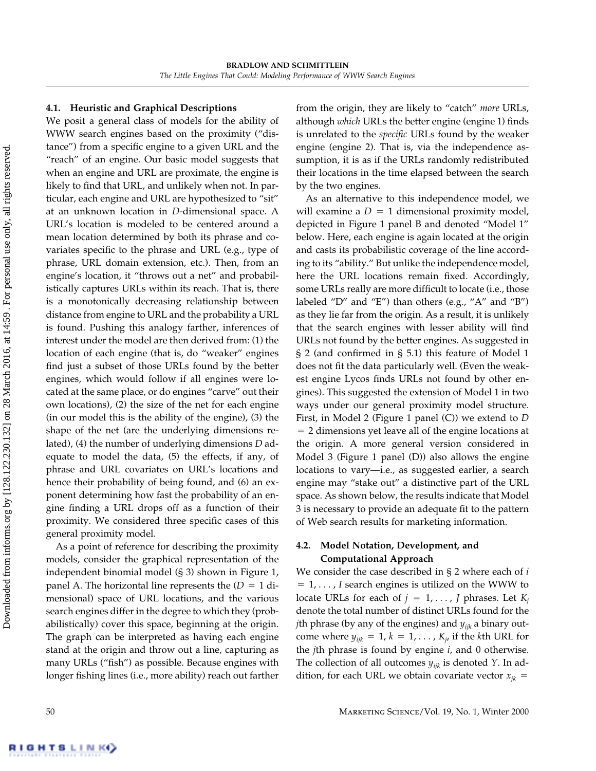### 4.1. Heuristic and Graphical Descriptions

We posit a general class of models for the ability of WWW search engines based on the proximity ("distance") from a specific engine to a given URL and the "reach" of an engine. Our basic model suggests that when an engine and URL are proximate, the engine is likely to find that URL, and unlikely when not. In particular, each engine and URL are hypothesized to "sit" at an unknown location in $D$-dimensional space. A URL's location is modeled to be centered around a mean location determined by both its phrase and covariates specific to the phrase and URL (e.g., type of phrase, URL domain extension, etc.). Then, from an engine's location, it "throws out a net" and probabilistically captures URLs within its reach. That is, there is a monotonically decreasing relationship between distance from engine to URL and the probability a URL is found. Pushing this analogy farther, inferences of interest under the model are then derived from: (1) the location of each engine (that is, do "weaker" engines find just a subset of those URLs found by the better engines, which would follow if all engines were located at the same place, or do engines "carve" out their own locations), (2) the size of the net for each engine (in our model this is the ability of the engine), (3) the shape of the net (are the underlying dimensions related), (4) the number of underlying dimensions $D$ adequate to model the data, (5) the effects, if any, of phrase and URL covariates on URL's locations and hence their probability of being found, and (6) an exponent determining how fast the probability of an engine finding a URL drops off as a function of their proximity. We considered three specific cases of this general proximity model.

As a point of reference for describing the proximity models, consider the graphical representation of the independent binomial model (§ 3) shown in Figure 1, panel A. The horizontal line represents the ($D = 1$ dimensional) space of URL locations, and the various search engines differ in the degree to which they (probabilistically) cover this space, beginning at the origin. The graph can be interpreted as having each engine stand at the origin and throw out a line, capturing as many URLs ("fish") as possible. Because engines with longer fishing lines (i.e., more ability) reach out farther from the origin, they are likely to "catch" *more* URLs, although *which* URLs the better engine (engine 1) finds is unrelated to the *specific* URLs found by the weaker engine (engine 2). That is, via the independence assumption, it is as if the URLs randomly redistributed their locations in the time elapsed between the search by the two engines.

As an alternative to this independence model, we will examine a $D = 1$ dimensional proximity model, depicted in Figure 1 panel B and denoted "Model 1" below. Here, each engine is again located at the origin and casts its probabilistic coverage of the line according to its "ability." But unlike the independence model, here the URL locations remain fixed. Accordingly, some URLs really are more difficult to locate (i.e., those labeled "D" and "E") than others (e.g., "A" and "B") as they lie far from the origin. As a result, it is unlikely that the search engines with lesser ability will find URLs not found by the better engines. As suggested in § 2 (and confirmed in § 5.1) this feature of Model 1 does not fit the data particularly well. (Even the weakest engine Lycos finds URLs not found by other engines). This suggested the extension of Model 1 in two ways under our general proximity model structure. First, in Model 2 (Figure 1 panel (C)) we extend to $D = 2$ dimensions yet leave all of the engine locations at the origin. A more general version considered in Model 3 (Figure 1 panel (D)) also allows the engine locations to vary—i.e., as suggested earlier, a search engine may "stake out" a distinctive part of the URL space. As shown below, the results indicate that Model 3 is necessary to provide an adequate fit to the pattern of Web search results for marketing information.

### 4.2. Model Notation, Development, and Computational Approach

We consider the case described in § 2 where each of $i = 1, \ldots, I$ search engines is utilized on the WWW to locate URLs for each of $j = 1, \ldots, J$ phrases. Let $K_j$ denote the total number of distinct URLs found for the $j$th phrase (by any of the engines) and $y_{ijk}$ a binary outcome where $y_{ijk} = 1$, $k = 1, \ldots, K_j$, if the $k$th URL for the $j$th phrase is found by engine $i$, and 0 otherwise. The collection of all outcomes $y_{ijk}$ is denoted $Y$. In addition, for each URL we obtain covariate vector $x_{jk} =$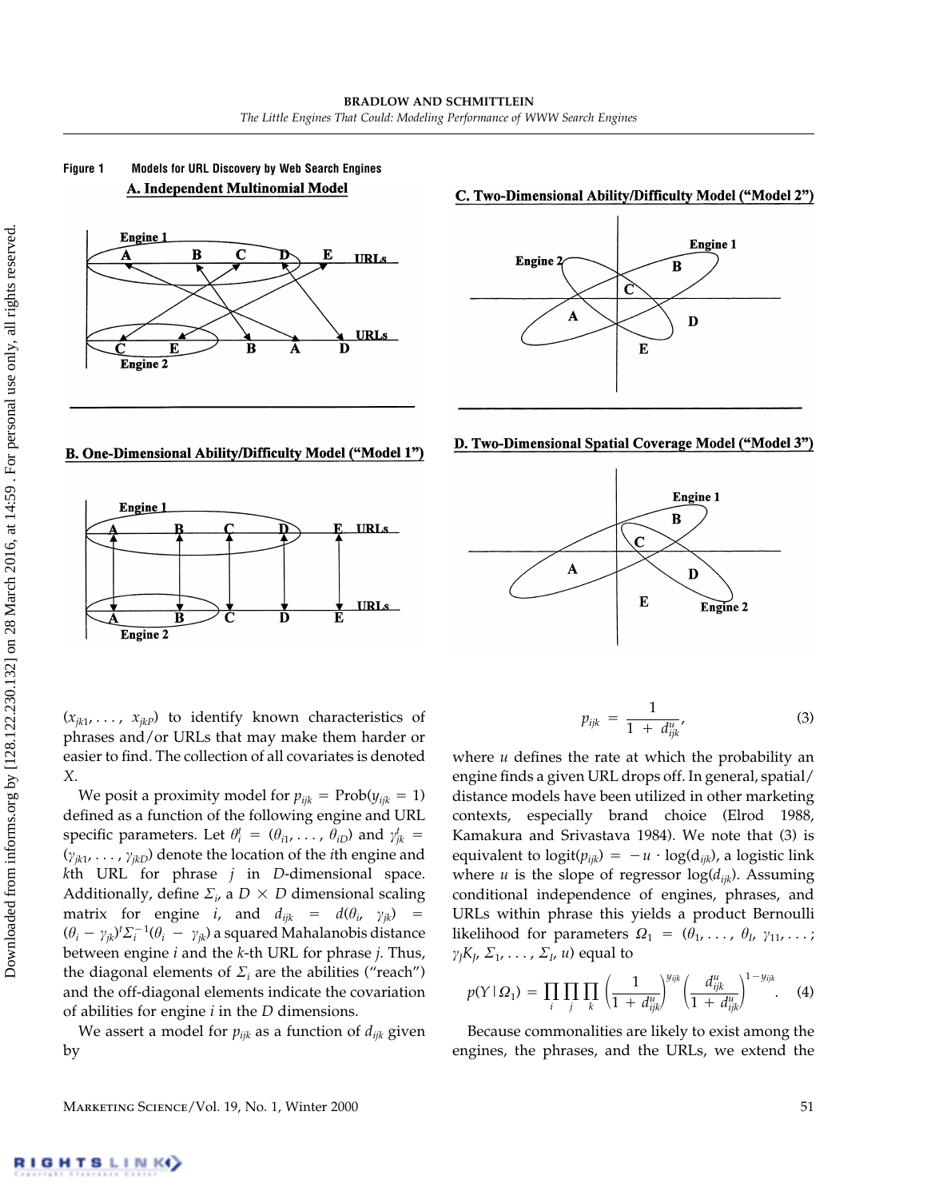**Figure 1** Models for URL Discovery by Web Search Engines

A. Independent Multinomial Model

B. One-Dimensional Ability/Difficulty Model ("Model 1")

C. Two-Dimensional Ability/Difficulty Model ("Model 2")

D. Two-Dimensional Spatial Coverage Model ("Model 3")

$(x_{jk1}, \ldots, x_{jkP})$ to identify known characteristics of phrases and/or URLs that may make them harder or easier to find. The collection of all covariates is denoted $X$.

We posit a proximity model for $p_{ijk} = \text{Prob}(y_{ijk} = 1)$ defined as a function of the following engine and URL specific parameters. Let $\theta_i^t = (\theta_{i1}, \ldots, \theta_{iD})$ and $\gamma_{jk}^t = (\gamma_{jk1}, \ldots, \gamma_{jkD})$ denote the location of the $i$th engine and $k$th URL for phrase $j$ in $D$-dimensional space. Additionally, define $\Sigma_i$, a $D \times D$ dimensional scaling matrix for engine $i$, and $d_{ijk} = d(\theta_i, \gamma_{jk}) = (\theta_i - \gamma_{jk})^t \Sigma_i^{-1}(\theta_i - \gamma_{jk})$ a squared Mahalanobis distance between engine $i$ and the $k$-th URL for phrase $j$. Thus, the diagonal elements of $\Sigma_i$ are the abilities ("reach") and the off-diagonal elements indicate the covariation of abilities for engine $i$ in the $D$ dimensions.

We assert a model for $p_{ijk}$ as a function of $d_{ijk}$ given by

$$p_{ijk} = \frac{1}{1 + d_{ijk}^u}, \tag{3}$$

where $u$ defines the rate at which the probability an engine finds a given URL drops off. In general, spatial/distance models have been utilized in other marketing contexts, especially brand choice (Elrod 1988, Kamakura and Srivastava 1984). We note that (3) is equivalent to $\text{logit}(p_{ijk}) = -u \cdot \log(d_{ijk})$, a logistic link where $u$ is the slope of regressor $\log(d_{ijk})$. Assuming conditional independence of engines, phrases, and URLs within phrase this yields a product Bernoulli likelihood for parameters $\Omega_1 = (\theta_1, \ldots, \theta_I, \gamma_{11}, \ldots; \gamma_J K_J, \Sigma_1, \ldots, \Sigma_I, u)$ equal to

$$p(Y \mid \Omega_1) = \prod_i \prod_j \prod_k \left(\frac{1}{1 + d_{ijk}^u}\right)^{y_{ijk}} \left(\frac{d_{ijk}^u}{1 + d_{ijk}^u}\right)^{1 - y_{ijk}}. \tag{4}$$

Because commonalities are likely to exist among the engines, the phrases, and the URLs, we extend the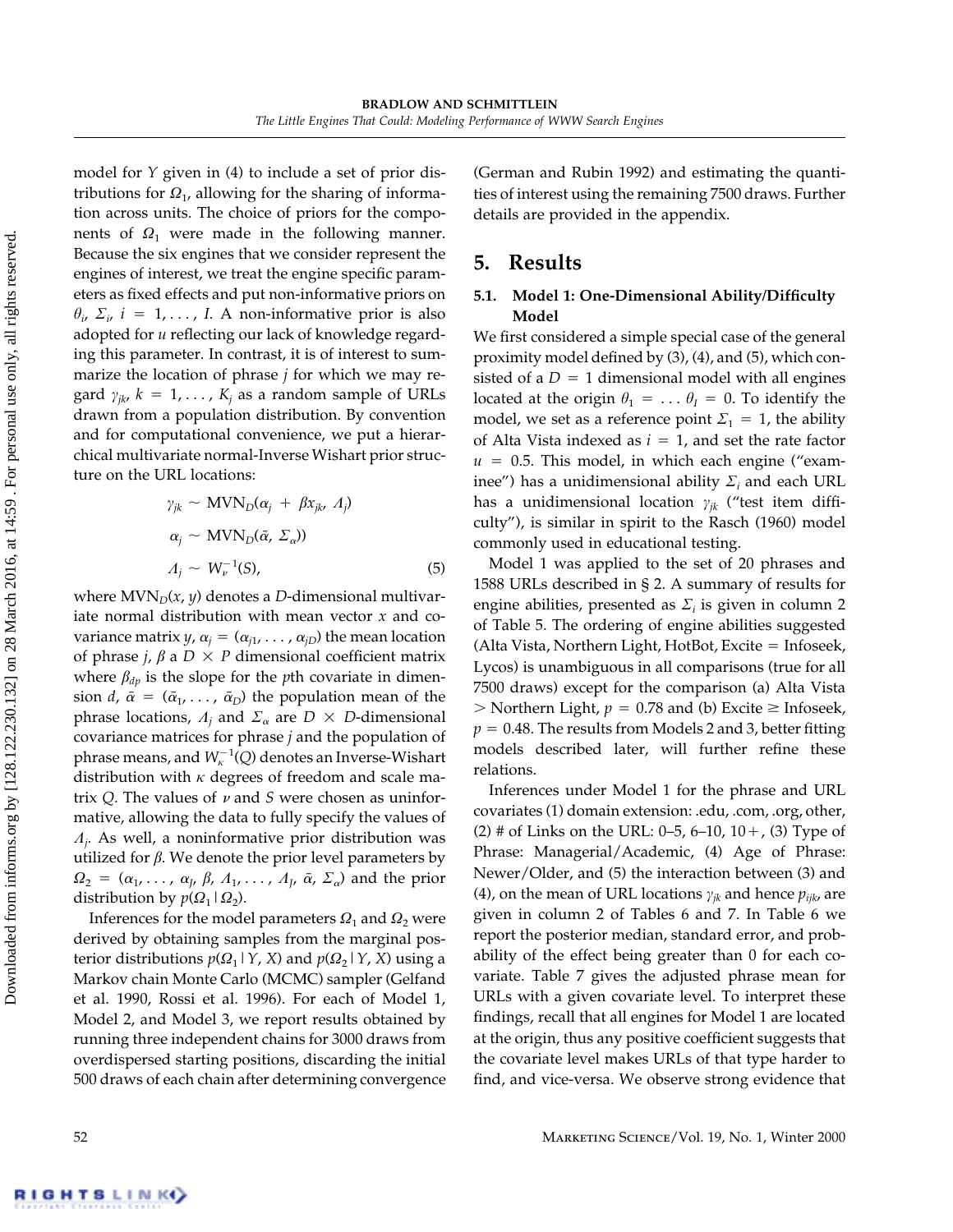model for $Y$ given in (4) to include a set of prior distributions for $\Omega_1$, allowing for the sharing of information across units. The choice of priors for the components of $\Omega_1$ were made in the following manner. Because the six engines that we consider represent the engines of interest, we treat the engine specific parameters as fixed effects and put non-informative priors on $\theta_i$, $\Sigma_i$, $i = 1, \ldots, I$. A non-informative prior is also adopted for $u$ reflecting our lack of knowledge regarding this parameter. In contrast, it is of interest to summarize the location of phrase $j$ for which we may regard $\gamma_{jk}$, $k = 1, \ldots, K_j$ as a random sample of URLs drawn from a population distribution. By convention and for computational convenience, we put a hierarchical multivariate normal-Inverse Wishart prior structure on the URL locations:

$$
\begin{aligned}
\gamma_{jk} &\sim \text{MVN}_D(\alpha_j + \beta x_{jk}, \Lambda_j) \\
\alpha_j &\sim \text{MVN}_D(\bar{\alpha}, \Sigma_\alpha)) \\
\Lambda_j &\sim W_\nu^{-1}(S),
\end{aligned}
\tag{5}
$$

where $\text{MVN}_D(x, y)$ denotes a $D$-dimensional multivariate normal distribution with mean vector $x$ and covariance matrix $y$, $\alpha_j = (\alpha_{j1}, \ldots, \alpha_{jD})$ the mean location of phrase $j$, $\beta$ a $D \times P$ dimensional coefficient matrix where $\beta_{dp}$ is the slope for the $p$th covariate in dimension $d$, $\bar{\alpha} = (\bar{\alpha}_1, \ldots, \bar{\alpha}_D)$ the population mean of the phrase locations, $\Lambda_j$ and $\Sigma_\alpha$ are $D \times D$-dimensional covariance matrices for phrase $j$ and the population of phrase means, and $W_\kappa^{-1}(Q)$ denotes an Inverse-Wishart distribution with $\kappa$ degrees of freedom and scale matrix $Q$. The values of $\nu$ and $S$ were chosen as uninformative, allowing the data to fully specify the values of $\Lambda_j$. As well, a noninformative prior distribution was utilized for $\beta$. We denote the prior level parameters by $\Omega_2 = (\alpha_1, \ldots, \alpha_J, \beta, \Lambda_1, \ldots, \Lambda_J, \bar{\alpha}, \Sigma_\alpha)$ and the prior distribution by $p(\Omega_1 \mid \Omega_2)$.

Inferences for the model parameters $\Omega_1$ and $\Omega_2$ were derived by obtaining samples from the marginal posterior distributions $p(\Omega_1 \mid Y, X)$ and $p(\Omega_2 \mid Y, X)$ using a Markov chain Monte Carlo (MCMC) sampler (Gelfand et al. 1990, Rossi et al. 1996). For each of Model 1, Model 2, and Model 3, we report results obtained by running three independent chains for 3000 draws from overdispersed starting positions, discarding the initial 500 draws of each chain after determining convergence (German and Rubin 1992) and estimating the quantities of interest using the remaining 7500 draws. Further details are provided in the appendix.

## 5. Results

### 5.1. Model 1: One-Dimensional Ability/Difficulty Model

We first considered a simple special case of the general proximity model defined by (3), (4), and (5), which consisted of a $D = 1$ dimensional model with all engines located at the origin $\theta_1 = \ldots \theta_I = 0$. To identify the model, we set as a reference point $\Sigma_1 = 1$, the ability of Alta Vista indexed as $i = 1$, and set the rate factor $u = 0.5$. This model, in which each engine ("examinee") has a unidimensional ability $\Sigma_i$ and each URL has a unidimensional location $\gamma_{jk}$ ("test item difficulty"), is similar in spirit to the Rasch (1960) model commonly used in educational testing.

Model 1 was applied to the set of 20 phrases and 1588 URLs described in § 2. A summary of results for engine abilities, presented as $\Sigma_i$ is given in column 2 of Table 5. The ordering of engine abilities suggested (Alta Vista, Northern Light, HotBot, Excite = Infoseek, Lycos) is unambiguous in all comparisons (true for all 7500 draws) except for the comparison (a) Alta Vista > Northern Light, $p = 0.78$ and (b) Excite ≥ Infoseek, $p = 0.48$. The results from Models 2 and 3, better fitting models described later, will further refine these relations.

Inferences under Model 1 for the phrase and URL covariates (1) domain extension: .edu, .com, .org, other, (2) # of Links on the URL: 0–5, 6–10, 10+, (3) Type of Phrase: Managerial/Academic, (4) Age of Phrase: Newer/Older, and (5) the interaction between (3) and (4), on the mean of URL locations $\gamma_{jk}$ and hence $p_{ijk}$, are given in column 2 of Tables 6 and 7. In Table 6 we report the posterior median, standard error, and probability of the effect being greater than 0 for each covariate. Table 7 gives the adjusted phrase mean for URLs with a given covariate level. To interpret these findings, recall that all engines for Model 1 are located at the origin, thus any positive coefficient suggests that the covariate level makes URLs of that type harder to find, and vice-versa. We observe strong evidence that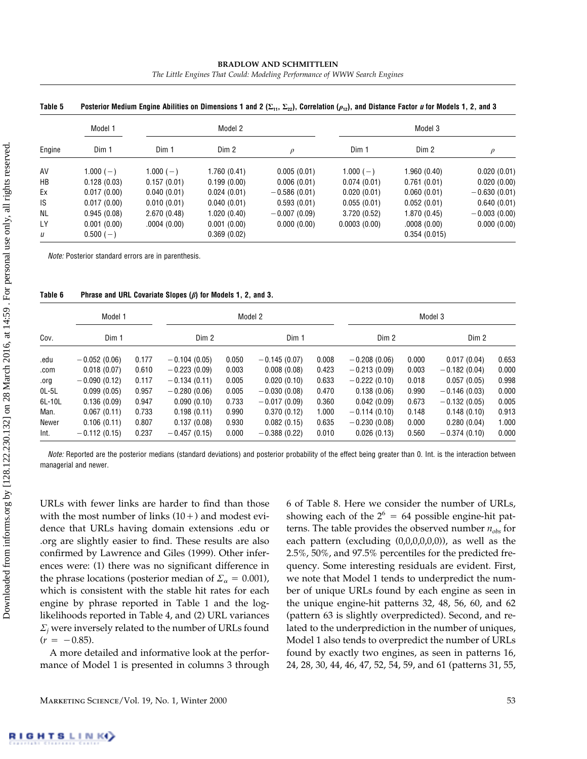**Table 5 Posterior Medium Engine Abilities on Dimensions 1 and 2 ($\Sigma_{11}$, $\Sigma_{22}$), Correlation ($\rho_{12}$), and Distance Factor $u$ for Models 1, 2, and 3**

| | Model 1 | Model 2 | | | Model 3 | | |
|---|---|---|---|---|---|---|---|
| Engine | Dim 1 | Dim 1 | Dim 2 | $\rho$ | Dim 1 | Dim 2 | $\rho$ |
| AV | 1.000 (−) | 1.000 (−) | 1.760 (0.41) | 0.005 (0.01) | 1.000 (−) | 1.960 (0.40) | 0.020 (0.01) |
| HB | 0.128 (0.03) | 0.157 (0.01) | 0.199 (0.00) | 0.006 (0.01) | 0.074 (0.01) | 0.761 (0.01) | 0.020 (0.00) |
| Ex | 0.017 (0.00) | 0.040 (0.01) | 0.024 (0.01) | −0.586 (0.01) | 0.020 (0.01) | 0.060 (0.01) | −0.630 (0.01) |
| IS | 0.017 (0.00) | 0.010 (0.01) | 0.040 (0.01) | 0.593 (0.01) | 0.055 (0.01) | 0.052 (0.01) | 0.640 (0.01) |
| NL | 0.945 (0.08) | 2.670 (0.48) | 1.020 (0.40) | −0.007 (0.09) | 3.720 (0.52) | 1.870 (0.45) | −0.003 (0.00) |
| LY | 0.001 (0.00) | .0004 (0.00) | 0.001 (0.00) | 0.000 (0.00) | 0.0003 (0.00) | .0008 (0.00) | 0.000 (0.00) |
| $u$ | 0.500 (−) | | 0.369 (0.02) | | | 0.354 (0.015) | |

*Note:* Posterior standard errors are in parenthesis.

**Table 6 Phrase and URL Covariate Slopes ($\beta$) for Models 1, 2, and 3.**

| | Model 1 | | Model 2 | | | | Model 3 | | | |
|---|---|---|---|---|---|---|---|---|---|---|
| Cov. | Dim 1 | | Dim 2 | | Dim 1 | | Dim 2 | | Dim 2 | |
| .edu | −0.052 (0.06) | 0.177 | −0.104 (0.05) | 0.050 | −0.145 (0.07) | 0.008 | −0.208 (0.06) | 0.000 | 0.017 (0.04) | 0.653 |
| .com | 0.018 (0.07) | 0.610 | −0.223 (0.09) | 0.003 | 0.008 (0.08) | 0.423 | −0.213 (0.09) | 0.003 | −0.182 (0.04) | 0.000 |
| .org | −0.090 (0.12) | 0.117 | −0.134 (0.11) | 0.005 | 0.020 (0.10) | 0.633 | −0.222 (0.10) | 0.018 | 0.057 (0.05) | 0.998 |
| 0L-5L | 0.099 (0.05) | 0.957 | −0.280 (0.06) | 0.005 | −0.030 (0.08) | 0.470 | 0.138 (0.06) | 0.990 | −0.146 (0.03) | 0.000 |
| 6L-10L | 0.136 (0.09) | 0.947 | 0.090 (0.10) | 0.733 | −0.017 (0.09) | 0.360 | 0.042 (0.09) | 0.673 | −0.132 (0.05) | 0.005 |
| Man. | 0.067 (0.11) | 0.733 | 0.198 (0.11) | 0.990 | 0.370 (0.12) | 1.000 | −0.114 (0.10) | 0.148 | 0.148 (0.10) | 0.913 |
| Newer | 0.106 (0.11) | 0.807 | 0.137 (0.08) | 0.930 | 0.082 (0.15) | 0.635 | −0.230 (0.08) | 0.000 | 0.280 (0.04) | 1.000 |
| Int. | −0.112 (0.15) | 0.237 | −0.457 (0.15) | 0.000 | −0.388 (0.22) | 0.010 | 0.026 (0.13) | 0.560 | −0.374 (0.10) | 0.000 |

*Note:* Reported are the posterior medians (standard deviations) and posterior probability of the effect being greater than 0. Int. is the interaction between managerial and newer.

URLs with fewer links are harder to find than those with the most number of links (10+) and modest evidence that URLs having domain extensions .edu or .org are slightly easier to find. These results are also confirmed by Lawrence and Giles (1999). Other inferences were: (1) there was no significant difference in the phrase locations (posterior median of $\Sigma_\alpha = 0.001$), which is consistent with the stable hit rates for each engine by phrase reported in Table 1 and the log-likelihoods reported in Table 4, and (2) URL variances $\Sigma_j$ were inversely related to the number of URLs found ($r = -0.85$).

A more detailed and informative look at the performance of Model 1 is presented in columns 3 through 6 of Table 8. Here we consider the number of URLs, showing each of the $2^6 = 64$ possible engine-hit patterns. The table provides the observed number $n_{obs}$ for each pattern (excluding (0,0,0,0,0,0)), as well as the 2.5%, 50%, and 97.5% percentiles for the predicted frequency. Some interesting residuals are evident. First, we note that Model 1 tends to underpredict the number of unique URLs found by each engine as seen in the unique engine-hit patterns 32, 48, 56, 60, and 62 (pattern 63 is slightly overpredicted). Second, and related to the underprediction in the number of uniques, Model 1 also tends to overpredict the number of URLs found by exactly two engines, as seen in patterns 16, 24, 28, 30, 44, 46, 47, 52, 54, 59, and 61 (patterns 31, 55,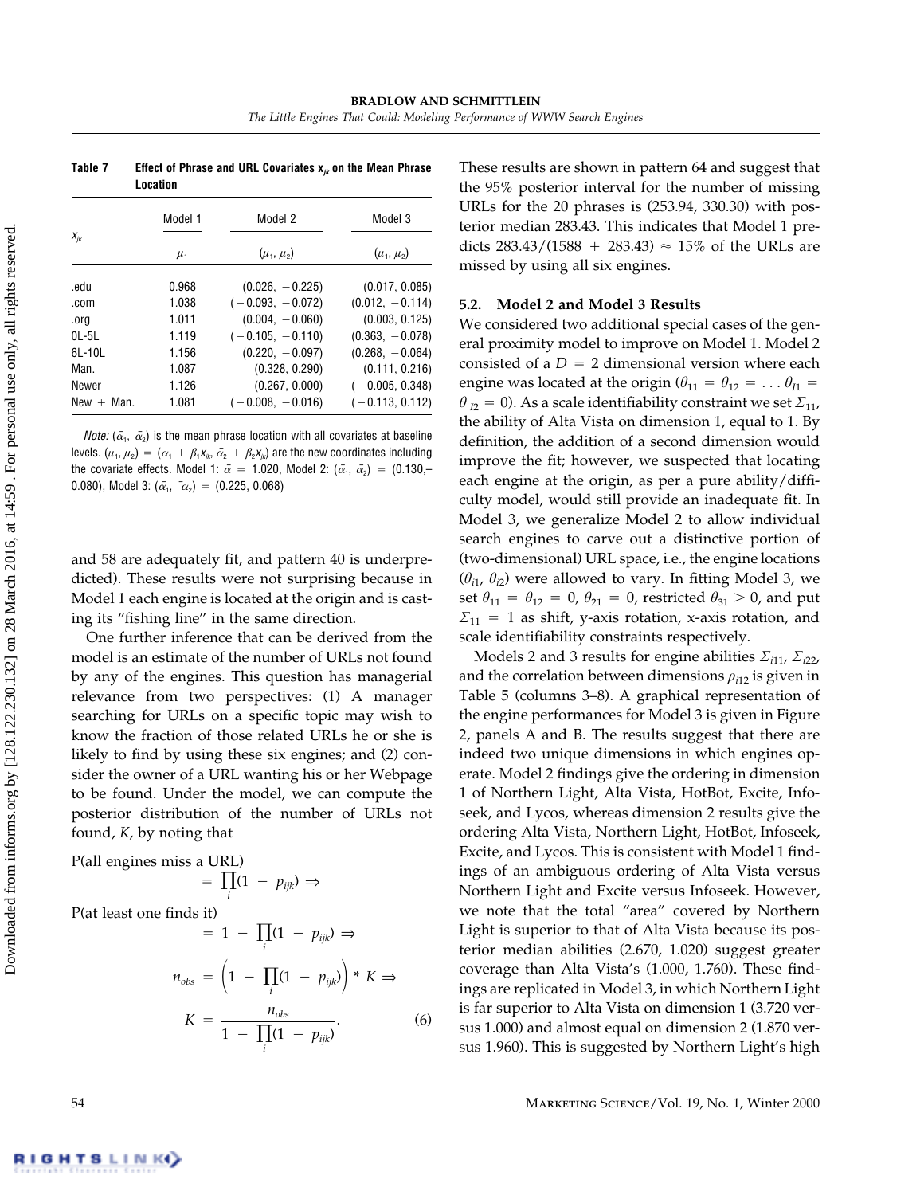**Table 7 Effect of Phrase and URL Covariates $x_{jk}$ on the Mean Phrase Location**

| $x_{jk}$ | Model 1 | Model 2 | Model 3 |
|---|---|---|---|
| | $\mu_1$ | $(\mu_1, \mu_2)$ | $(\mu_1, \mu_2)$ |
| .edu | 0.968 | (0.026, −0.225) | (0.017, 0.085) |
| .com | 1.038 | (−0.093, −0.072) | (0.012, −0.114) |
| .org | 1.011 | (0.004, −0.060) | (0.003, 0.125) |
| 0L-5L | 1.119 | (−0.105, −0.110) | (0.363, −0.078) |
| 6L-10L | 1.156 | (0.220, −0.097) | (0.268, −0.064) |
| Man. | 1.087 | (0.328, 0.290) | (0.111, 0.216) |
| Newer | 1.126 | (0.267, 0.000) | (−0.005, 0.348) |
| New + Man. | 1.081 | (−0.008, −0.016) | (−0.113, 0.112) |

*Note:* $(\bar{\alpha}_1, \bar{\alpha}_2)$ is the mean phrase location with all covariates at baseline levels. $(\mu_1, \mu_2) = (\alpha_1 + \beta_1 x_{jk}, \bar{\alpha}_2 + \beta_2 x_{jk})$ are the new coordinates including the covariate effects. Model 1: $\bar{\alpha} = 1.020$, Model 2: $(\bar{\alpha}_1, \bar{\alpha}_2) = (0.130, -0.080)$, Model 3: $(\bar{\alpha}_1, \bar{\alpha}_2) = (0.225, 0.068)$

and 58 are adequately fit, and pattern 40 is underpredicted). These results were not surprising because in Model 1 each engine is located at the origin and is casting its "fishing line" in the same direction.

One further inference that can be derived from the model is an estimate of the number of URLs not found by any of the engines. This question has managerial relevance from two perspectives: (1) A manager searching for URLs on a specific topic may wish to know the fraction of those related URLs he or she is likely to find by using these six engines; and (2) consider the owner of a URL wanting his or her Webpage to be found. Under the model, we can compute the posterior distribution of the number of URLs not found, $K$, by noting that

$$\text{P(all engines miss a URL)} = \prod_i (1 - p_{ijk}) \Rightarrow$$

$$\text{P(at least one finds it)} = 1 - \prod_i (1 - p_{ijk}) \Rightarrow$$

$$n_{obs} = \left(1 - \prod_i (1 - p_{ijk})\right) * K \Rightarrow$$

$$K = \frac{n_{obs}}{1 - \prod_i (1 - p_{ijk})}. \tag{6}$$

These results are shown in pattern 64 and suggest that the 95% posterior interval for the number of missing URLs for the 20 phrases is (253.94, 330.30) with posterior median 283.43. This indicates that Model 1 predicts $283.43/(1588 + 283.43) \approx 15\%$ of the URLs are missed by using all six engines.

### 5.2. Model 2 and Model 3 Results

We considered two additional special cases of the general proximity model to improve on Model 1. Model 2 consisted of a $D = 2$ dimensional version where each engine was located at the origin ($\theta_{11} = \theta_{12} = \ldots \theta_{I1} = \theta_{I2} = 0$). As a scale identifiability constraint we set $\Sigma_{11}$, the ability of Alta Vista on dimension 1, equal to 1. By definition, the addition of a second dimension would improve the fit; however, we suspected that locating each engine at the origin, as per a pure ability/difficulty model, would still provide an inadequate fit. In Model 3, we generalize Model 2 to allow individual search engines to carve out a distinctive portion of (two-dimensional) URL space, i.e., the engine locations $(\theta_{i1}, \theta_{i2})$ were allowed to vary. In fitting Model 3, we set $\theta_{11} = \theta_{12} = 0$, $\theta_{21} = 0$, restricted $\theta_{31} > 0$, and put $\Sigma_{11} = 1$ as shift, y-axis rotation, x-axis rotation, and scale identifiability constraints respectively.

Models 2 and 3 results for engine abilities $\Sigma_{i11}$, $\Sigma_{i22}$, and the correlation between dimensions $\rho_{i12}$ is given in Table 5 (columns 3–8). A graphical representation of the engine performances for Model 3 is given in Figure 2, panels A and B. The results suggest that there are indeed two unique dimensions in which engines operate. Model 2 findings give the ordering in dimension 1 of Northern Light, Alta Vista, HotBot, Excite, Infoseek, and Lycos, whereas dimension 2 results give the ordering Alta Vista, Northern Light, HotBot, Infoseek, Excite, and Lycos. This is consistent with Model 1 findings of an ambiguous ordering of Alta Vista versus Northern Light and Excite versus Infoseek. However, we note that the total "area" covered by Northern Light is superior to that of Alta Vista because its posterior median abilities (2.670, 1.020) suggest greater coverage than Alta Vista's (1.000, 1.760). These findings are replicated in Model 3, in which Northern Light is far superior to Alta Vista on dimension 1 (3.720 versus 1.000) and almost equal on dimension 2 (1.870 versus 1.960). This is suggested by Northern Light's high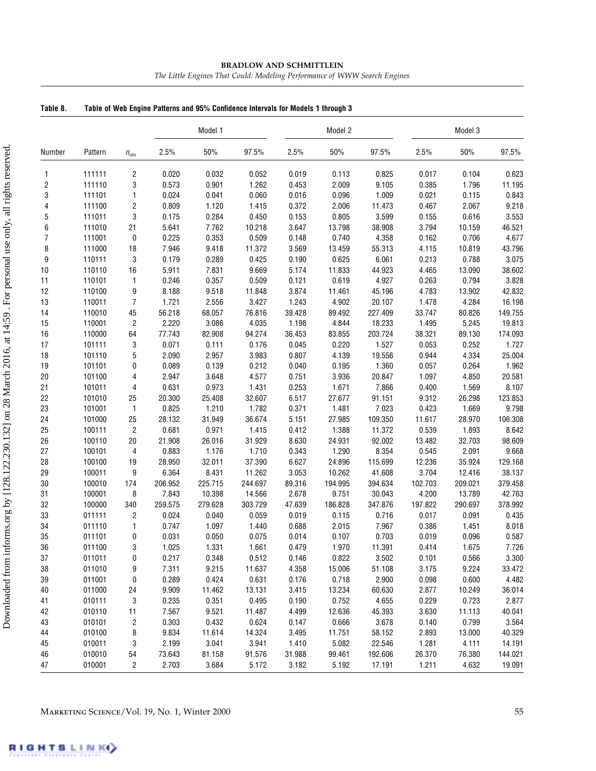**Table 8. Table of Web Engine Patterns and 95% Confidence Intervals for Models 1 through 3**

| | | | Model 1 | | | Model 2 | | | Model 3 | | |
|---|---|---|---|---|---|---|---|---|---|---|---|
| Number | Pattern | $n_{obs}$ | 2.5% | 50% | 97.5% | 2.5% | 50% | 97.5% | 2.5% | 50% | 97.5% |
| 1 | 111111 | 2 | 0.020 | 0.032 | 0.052 | 0.019 | 0.113 | 0.825 | 0.017 | 0.104 | 0.623 |
| 2 | 111110 | 3 | 0.573 | 0.901 | 1.262 | 0.453 | 2.009 | 9.105 | 0.385 | 1.796 | 11.195 |
| 3 | 111101 | 1 | 0.024 | 0.041 | 0.060 | 0.016 | 0.096 | 1.009 | 0.021 | 0.115 | 0.843 |
| 4 | 111100 | 2 | 0.809 | 1.120 | 1.415 | 0.372 | 2.006 | 11.473 | 0.467 | 2.067 | 9.218 |
| 5 | 111011 | 3 | 0.175 | 0.284 | 0.450 | 0.153 | 0.805 | 3.599 | 0.155 | 0.616 | 3.553 |
| 6 | 111010 | 21 | 5.641 | 7.762 | 10.218 | 3.647 | 13.798 | 38.908 | 3.794 | 10.159 | 46.521 |
| 7 | 111001 | 0 | 0.225 | 0.353 | 0.509 | 0.148 | 0.740 | 4.358 | 0.162 | 0.706 | 4.677 |
| 8 | 111000 | 18 | 7.946 | 9.418 | 11.372 | 3.569 | 13.459 | 55.313 | 4.115 | 10.819 | 43.796 |
| 9 | 110111 | 3 | 0.179 | 0.289 | 0.425 | 0.190 | 0.625 | 6.061 | 0.213 | 0.788 | 3.075 |
| 10 | 110110 | 16 | 5.911 | 7.831 | 9.669 | 5.174 | 11.833 | 44.923 | 4.465 | 13.090 | 38.602 |
| 11 | 110101 | 1 | 0.246 | 0.357 | 0.509 | 0.121 | 0.619 | 4.927 | 0.263 | 0.794 | 3.828 |
| 12 | 110100 | 9 | 8.188 | 9.518 | 11.848 | 3.874 | 11.461 | 45.196 | 4.783 | 13.902 | 42.832 |
| 13 | 110011 | 7 | 1.721 | 2.556 | 3.427 | 1.243 | 4.902 | 20.107 | 1.478 | 4.284 | 16.198 |
| 14 | 110010 | 45 | 56.218 | 68.057 | 76.816 | 39.428 | 89.492 | 227.409 | 33.747 | 80.826 | 149.755 |
| 15 | 110001 | 2 | 2.220 | 3.086 | 4.035 | 1.198 | 4.844 | 18.233 | 1.495 | 5.245 | 19.813 |
| 16 | 110000 | 64 | 77.743 | 82.908 | 94.274 | 36.453 | 83.855 | 203.724 | 38.321 | 89.130 | 174.093 |
| 17 | 101111 | 3 | 0.071 | 0.111 | 0.176 | 0.045 | 0.220 | 1.527 | 0.053 | 0.252 | 1.727 |
| 18 | 101110 | 5 | 2.090 | 2.957 | 3.983 | 0.807 | 4.139 | 19.556 | 0.944 | 4.334 | 25.004 |
| 19 | 101101 | 0 | 0.089 | 0.139 | 0.212 | 0.040 | 0.195 | 1.360 | 0.057 | 0.264 | 1.962 |
| 20 | 101100 | 4 | 2.947 | 3.648 | 4.577 | 0.751 | 3.936 | 20.847 | 1.097 | 4.850 | 20.581 |
| 21 | 101011 | 4 | 0.631 | 0.973 | 1.431 | 0.253 | 1.671 | 7.866 | 0.400 | 1.569 | 8.107 |
| 22 | 101010 | 25 | 20.300 | 25.408 | 32.607 | 6.517 | 27.677 | 91.151 | 9.312 | 26.298 | 123.853 |
| 23 | 101001 | 1 | 0.825 | 1.210 | 1.782 | 0.371 | 1.481 | 7.023 | 0.423 | 1.669 | 9.798 |
| 24 | 101000 | 25 | 28.132 | 31.949 | 36.674 | 5.151 | 27.985 | 109.350 | 11.617 | 28.970 | 106.308 |
| 25 | 100111 | 2 | 0.681 | 0.971 | 1.415 | 0.412 | 1.388 | 11.372 | 0.539 | 1.893 | 8.642 |
| 26 | 100110 | 20 | 21.908 | 26.016 | 31.929 | 8.630 | 24.931 | 92.002 | 13.482 | 32.703 | 98.609 |
| 27 | 100101 | 4 | 0.883 | 1.176 | 1.710 | 0.343 | 1.290 | 8.354 | 0.545 | 2.091 | 9.668 |
| 28 | 100100 | 19 | 28.950 | 32.011 | 37.390 | 6.627 | 24.896 | 115.699 | 12.236 | 35.924 | 129.168 |
| 29 | 100011 | 9 | 6.364 | 8.431 | 11.262 | 3.053 | 10.262 | 41.608 | 3.704 | 12.416 | 38.137 |
| 30 | 100010 | 174 | 206.952 | 225.715 | 244.697 | 89.316 | 194.995 | 394.634 | 102.703 | 209.021 | 379.458 |
| 31 | 100001 | 8 | 7.843 | 10.398 | 14.566 | 2.678 | 9.751 | 30.043 | 4.200 | 13.789 | 42.763 |
| 32 | 100000 | 340 | 259.575 | 279.628 | 303.729 | 47.639 | 186.828 | 347.876 | 197.822 | 290.697 | 378.992 |
| 33 | 011111 | 2 | 0.024 | 0.040 | 0.059 | 0.019 | 0.115 | 0.716 | 0.017 | 0.091 | 0.435 |
| 34 | 011110 | 1 | 0.747 | 1.097 | 1.440 | 0.688 | 2.015 | 7.967 | 0.386 | 1.451 | 8.018 |
| 35 | 011101 | 0 | 0.031 | 0.050 | 0.075 | 0.014 | 0.107 | 0.703 | 0.019 | 0.096 | 0.587 |
| 36 | 011100 | 3 | 1.025 | 1.331 | 1.661 | 0.479 | 1.970 | 11.391 | 0.414 | 1.675 | 7.726 |
| 37 | 011011 | 0 | 0.217 | 0.348 | 0.512 | 0.146 | 0.822 | 3.502 | 0.101 | 0.566 | 3.300 |
| 38 | 011010 | 9 | 7.311 | 9.215 | 11.637 | 4.358 | 15.006 | 51.108 | 3.175 | 9.224 | 33.472 |
| 39 | 011001 | 0 | 0.289 | 0.424 | 0.631 | 0.176 | 0.718 | 2.900 | 0.098 | 0.600 | 4.482 |
| 40 | 011000 | 24 | 9.909 | 11.462 | 13.131 | 3.415 | 13.234 | 60.630 | 2.877 | 10.249 | 36.014 |
| 41 | 010111 | 3 | 0.235 | 0.351 | 0.495 | 0.190 | 0.752 | 4.655 | 0.229 | 0.723 | 2.877 |
| 42 | 010110 | 11 | 7.567 | 9.521 | 11.487 | 4.499 | 12.636 | 45.393 | 3.630 | 11.113 | 40.041 |
| 43 | 010101 | 2 | 0.303 | 0.432 | 0.624 | 0.147 | 0.666 | 3.678 | 0.140 | 0.799 | 3.564 |
| 44 | 010100 | 8 | 9.834 | 11.614 | 14.324 | 3.495 | 11.751 | 58.152 | 2.893 | 13.000 | 40.329 |
| 45 | 010011 | 3 | 2.199 | 3.041 | 3.941 | 1.410 | 5.082 | 22.546 | 1.281 | 4.111 | 14.191 |
| 46 | 010010 | 54 | 73.643 | 81.158 | 91.576 | 31.988 | 99.461 | 192.606 | 26.370 | 76.380 | 144.021 |
| 47 | 010001 | 2 | 2.703 | 3.684 | 5.172 | 3.182 | 5.192 | 17.191 | 1.211 | 4.632 | 19.091 |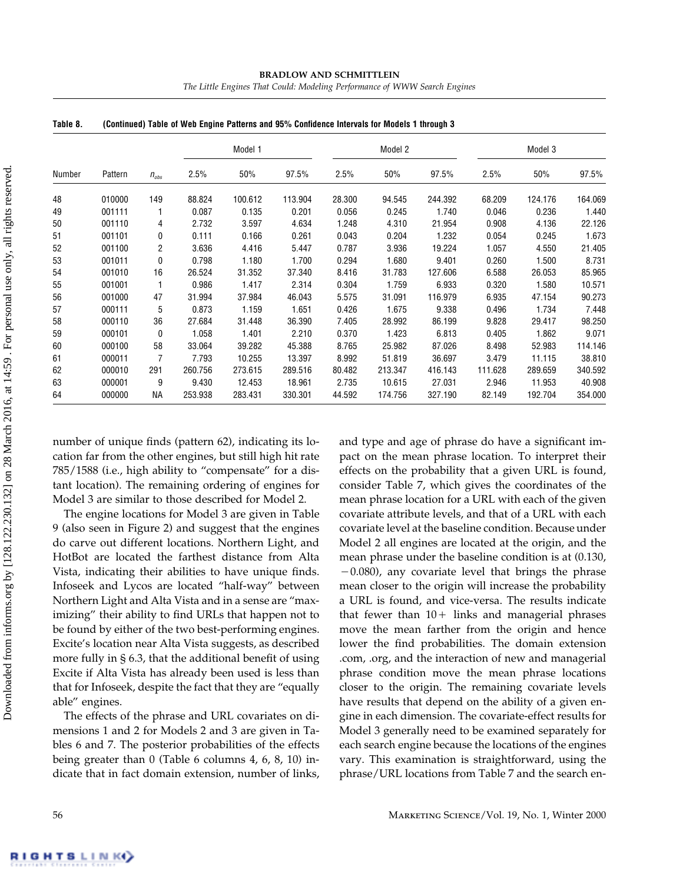**Table 8. (Continued) Table of Web Engine Patterns and 95% Confidence Intervals for Models 1 through 3**

| | | | Model 1 | | | Model 2 | | | Model 3 | | |
|---|---|---|---|---|---|---|---|---|---|---|---|
| Number | Pattern | $n_{obs}$ | 2.5% | 50% | 97.5% | 2.5% | 50% | 97.5% | 2.5% | 50% | 97.5% |
| 48 | 010000 | 149 | 88.824 | 100.612 | 113.904 | 28.300 | 94.545 | 244.392 | 68.209 | 124.176 | 164.069 |
| 49 | 001111 | 1 | 0.087 | 0.135 | 0.201 | 0.056 | 0.245 | 1.740 | 0.046 | 0.236 | 1.440 |
| 50 | 001110 | 4 | 2.732 | 3.597 | 4.634 | 1.248 | 4.310 | 21.954 | 0.908 | 4.136 | 22.126 |
| 51 | 001101 | 0 | 0.111 | 0.166 | 0.261 | 0.043 | 0.204 | 1.232 | 0.054 | 0.245 | 1.673 |
| 52 | 001100 | 2 | 3.636 | 4.416 | 5.447 | 0.787 | 3.936 | 19.224 | 1.057 | 4.550 | 21.405 |
| 53 | 001011 | 0 | 0.798 | 1.180 | 1.700 | 0.294 | 1.680 | 9.401 | 0.260 | 1.500 | 8.731 |
| 54 | 001010 | 16 | 26.524 | 31.352 | 37.340 | 8.416 | 31.783 | 127.606 | 6.588 | 26.053 | 85.965 |
| 55 | 001001 | 1 | 0.986 | 1.417 | 2.314 | 0.304 | 1.759 | 6.933 | 0.320 | 1.580 | 10.571 |
| 56 | 001000 | 47 | 31.994 | 37.984 | 46.043 | 5.575 | 31.091 | 116.979 | 6.935 | 47.154 | 90.273 |
| 57 | 000111 | 5 | 0.873 | 1.159 | 1.651 | 0.426 | 1.675 | 9.338 | 0.496 | 1.734 | 7.448 |
| 58 | 000110 | 36 | 27.684 | 31.448 | 36.390 | 7.405 | 28.992 | 86.199 | 9.828 | 29.417 | 98.250 |
| 59 | 000101 | 0 | 1.058 | 1.401 | 2.210 | 0.370 | 1.423 | 6.813 | 0.405 | 1.862 | 9.071 |
| 60 | 000100 | 58 | 33.064 | 39.282 | 45.388 | 8.765 | 25.982 | 87.026 | 8.498 | 52.983 | 114.146 |
| 61 | 000011 | 7 | 7.793 | 10.255 | 13.397 | 8.992 | 51.819 | 36.697 | 3.479 | 11.115 | 38.810 |
| 62 | 000010 | 291 | 260.756 | 273.615 | 289.516 | 80.482 | 213.347 | 416.143 | 111.628 | 289.659 | 340.592 |
| 63 | 000001 | 9 | 9.430 | 12.453 | 18.961 | 2.735 | 10.615 | 27.031 | 2.946 | 11.953 | 40.908 |
| 64 | 000000 | NA | 253.938 | 283.431 | 330.301 | 44.592 | 174.756 | 327.190 | 82.149 | 192.704 | 354.000 |

number of unique finds (pattern 62), indicating its location far from the other engines, but still high hit rate 785/1588 (i.e., high ability to "compensate" for a distant location). The remaining ordering of engines for Model 3 are similar to those described for Model 2.

The engine locations for Model 3 are given in Table 9 (also seen in Figure 2) and suggest that the engines do carve out different locations. Northern Light, and HotBot are located the farthest distance from Alta Vista, indicating their abilities to have unique finds. Infoseek and Lycos are located "half-way" between Northern Light and Alta Vista and in a sense are "maximizing" their ability to find URLs that happen not to be found by either of the two best-performing engines. Excite's location near Alta Vista suggests, as described more fully in § 6.3, that the additional benefit of using Excite if Alta Vista has already been used is less than that for Infoseek, despite the fact that they are "equally able" engines.

The effects of the phrase and URL covariates on dimensions 1 and 2 for Models 2 and 3 are given in Tables 6 and 7. The posterior probabilities of the effects being greater than 0 (Table 6 columns 4, 6, 8, 10) indicate that in fact domain extension, number of links, and type and age of phrase do have a significant impact on the mean phrase location. To interpret their effects on the probability that a given URL is found, consider Table 7, which gives the coordinates of the mean phrase location for a URL with each of the given covariate attribute levels, and that of a URL with each covariate level at the baseline condition. Because under Model 2 all engines are located at the origin, and the mean phrase under the baseline condition is at (0.130, −0.080), any covariate level that brings the phrase mean closer to the origin will increase the probability a URL is found, and vice-versa. The results indicate that fewer than 10+ links and managerial phrases move the mean farther from the origin and hence lower the find probabilities. The domain extension .com, .org, and the interaction of new and managerial phrase condition move the mean phrase locations closer to the origin. The remaining covariate levels have results that depend on the ability of a given engine in each dimension. The covariate-effect results for Model 3 generally need to be examined separately for each search engine because the locations of the engines vary. This examination is straightforward, using the phrase/URL locations from Table 7 and the search en-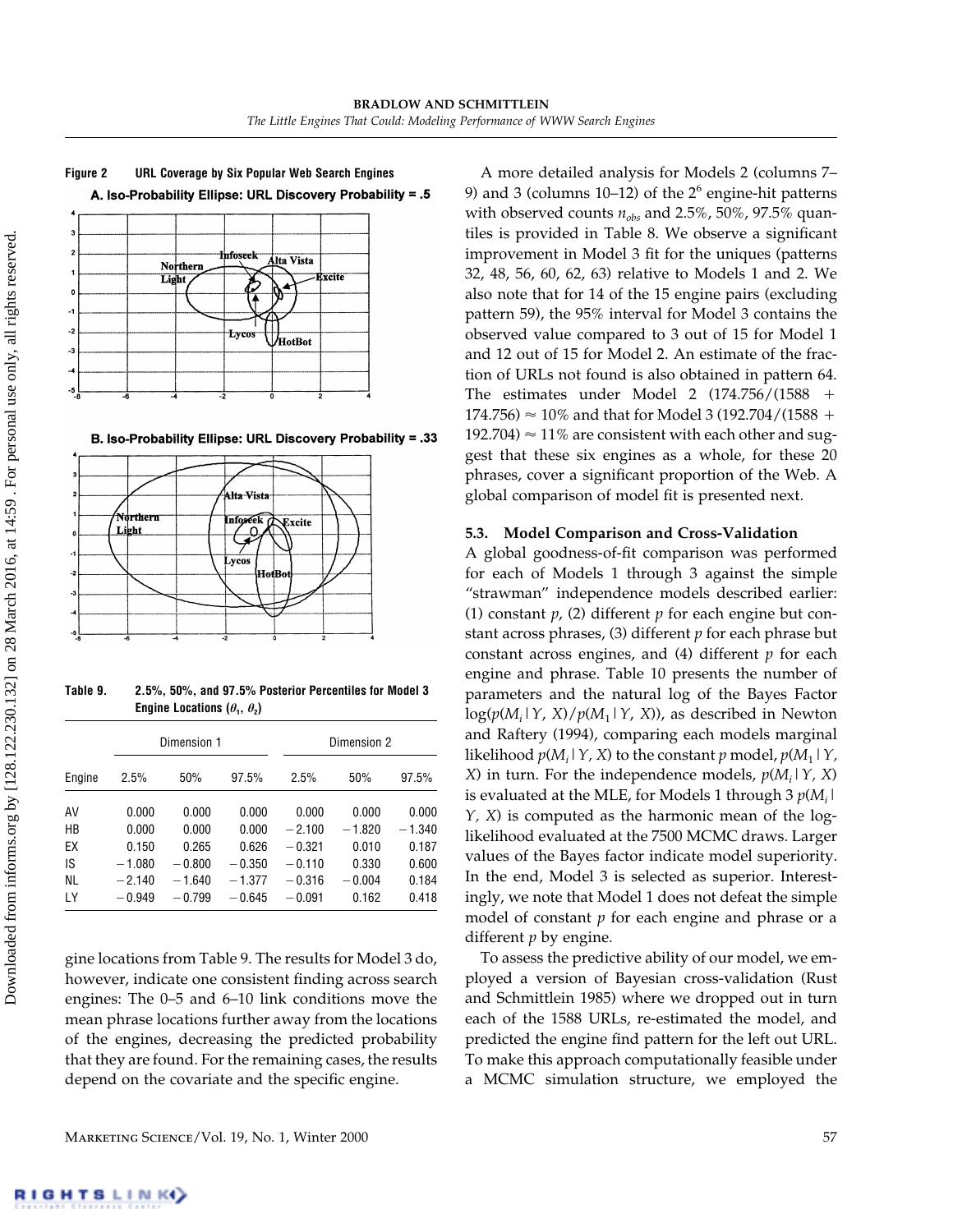**Figure 2 URL Coverage by Six Popular Web Search Engines**

A. Iso-Probability Ellipse: URL Discovery Probability = .5

B. Iso-Probability Ellipse: URL Discovery Probability = .33

**Table 9. 2.5%, 50%, and 97.5% Posterior Percentiles for Model 3 Engine Locations ($\theta_1$, $\theta_2$)**

| | Dimension 1 | | | Dimension 2 | | |
|---|---|---|---|---|---|---|
| Engine | 2.5% | 50% | 97.5% | 2.5% | 50% | 97.5% |
| AV | 0.000 | 0.000 | 0.000 | 0.000 | 0.000 | 0.000 |
| HB | 0.000 | 0.000 | 0.000 | −2.100 | −1.820 | −1.340 |
| EX | 0.150 | 0.265 | 0.626 | −0.321 | 0.010 | 0.187 |
| IS | −1.080 | −0.800 | −0.350 | −0.110 | 0.330 | 0.600 |
| NL | −2.140 | −1.640 | −1.377 | −0.316 | −0.004 | 0.184 |
| LY | −0.949 | −0.799 | −0.645 | −0.091 | 0.162 | 0.418 |

gine locations from Table 9. The results for Model 3 do, however, indicate one consistent finding across search engines: The 0–5 and 6–10 link conditions move the mean phrase locations further away from the locations of the engines, decreasing the predicted probability that they are found. For the remaining cases, the results depend on the covariate and the specific engine.

A more detailed analysis for Models 2 (columns 7–9) and 3 (columns 10–12) of the $2^6$ engine-hit patterns with observed counts $n_{obs}$ and 2.5%, 50%, 97.5% quantiles is provided in Table 8. We observe a significant improvement in Model 3 fit for the uniques (patterns 32, 48, 56, 60, 62, 63) relative to Models 1 and 2. We also note that for 14 of the 15 engine pairs (excluding pattern 59), the 95% interval for Model 3 contains the observed value compared to 3 out of 15 for Model 1 and 12 out of 15 for Model 2. An estimate of the fraction of URLs not found is also obtained in pattern 64. The estimates under Model 2 ($174.756/(1588 + 174.756) \approx 10\%$ and that for Model 3 ($192.704/(1588 + 192.704) \approx 11\%$ are consistent with each other and suggest that these six engines as a whole, for these 20 phrases, cover a significant proportion of the Web. A global comparison of model fit is presented next.

### 5.3. Model Comparison and Cross-Validation

A global goodness-of-fit comparison was performed for each of Models 1 through 3 against the simple "strawman" independence models described earlier: (1) constant $p$, (2) different $p$ for each engine but constant across phrases, (3) different $p$ for each phrase but constant across engines, and (4) different $p$ for each engine and phrase. Table 10 presents the number of parameters and the natural log of the Bayes Factor $\log(p(M_i \mid Y, X)/p(M_1 \mid Y, X))$, as described in Newton and Raftery (1994), comparing each models marginal likelihood $p(M_i \mid Y, X)$ to the constant $p$ model, $p(M_1 \mid Y, X)$ in turn. For the independence models, $p(M_i \mid Y, X)$ is evaluated at the MLE, for Models 1 through 3 $p(M_i \mid Y, X)$ is computed as the harmonic mean of the log-likelihood evaluated at the 7500 MCMC draws. Larger values of the Bayes factor indicate model superiority. In the end, Model 3 is selected as superior. Interestingly, we note that Model 1 does not defeat the simple model of constant $p$ for each engine and phrase or a different $p$ by engine.

To assess the predictive ability of our model, we employed a version of Bayesian cross-validation (Rust and Schmittlein 1985) where we dropped out in turn each of the 1588 URLs, re-estimated the model, and predicted the engine find pattern for the left out URL. To make this approach computationally feasible under a MCMC simulation structure, we employed the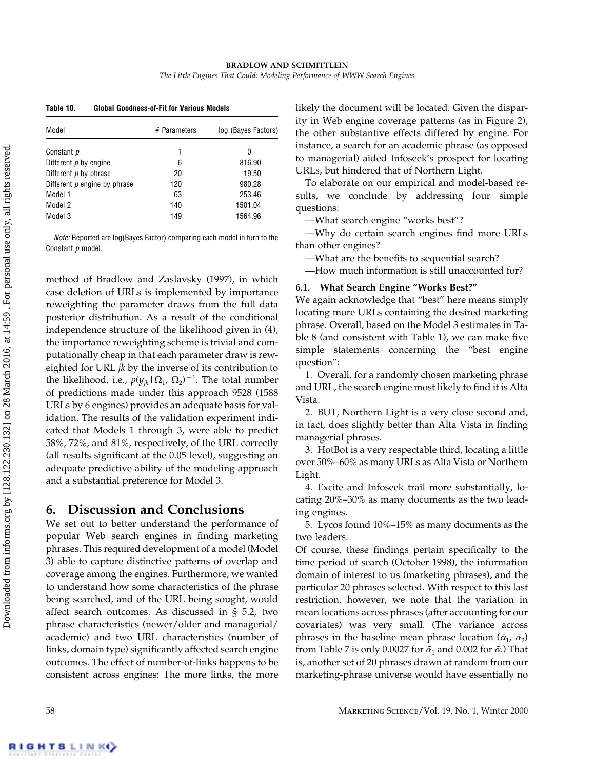**Table 10. Global Goodness-of-Fit for Various Models**

| Model | # Parameters | log (Bayes Factors) |
|---|---|---|
| Constant $p$ | 1 | 0 |
| Different $p$ by engine | 6 | 816.90 |
| Different $p$ by phrase | 20 | 19.50 |
| Different $p$ engine by phrase | 120 | 980.28 |
| Model 1 | 63 | 253.46 |
| Model 2 | 140 | 1501.04 |
| Model 3 | 149 | 1564.96 |

*Note:* Reported are log(Bayes Factor) comparing each model in turn to the Constant $p$ model.

method of Bradlow and Zaslavsky (1997), in which case deletion of URLs is implemented by importance reweighting the parameter draws from the full data posterior distribution. As a result of the conditional independence structure of the likelihood given in (4), the importance reweighting scheme is trivial and computationally cheap in that each parameter draw is reweighted for URL $jk$ by the inverse of its contribution to the likelihood, i.e., $p(y_{jk} \mid \Omega_1, \Omega_2)^{-1}$. The total number of predictions made under this approach 9528 (1588 URLs by 6 engines) provides an adequate basis for validation. The results of the validation experiment indicated that Models 1 through 3, were able to predict 58%, 72%, and 81%, respectively, of the URL correctly (all results significant at the 0.05 level), suggesting an adequate predictive ability of the modeling approach and a substantial preference for Model 3.

# 6. Discussion and Conclusions

We set out to better understand the performance of popular Web search engines in finding marketing phrases. This required development of a model (Model 3) able to capture distinctive patterns of overlap and coverage among the engines. Furthermore, we wanted to understand how some characteristics of the phrase being searched, and of the URL being sought, would affect search outcomes. As discussed in § 5.2, two phrase characteristics (newer/older and managerial/academic) and two URL characteristics (number of links, domain type) significantly affected search engine outcomes. The effect of number-of-links happens to be consistent across engines: The more links, the more likely the document will be located. Given the disparity in Web engine coverage patterns (as in Figure 2), the other substantive effects differed by engine. For instance, a search for an academic phrase (as opposed to managerial) aided Infoseek's prospect for locating URLs, but hindered that of Northern Light.

To elaborate on our empirical and model-based results, we conclude by addressing four simple questions:

—What search engine "works best"?

—Why do certain search engines find more URLs than other engines?

—What are the benefits to sequential search?

—How much information is still unaccounted for?

## 6.1. What Search Engine "Works Best?"

We again acknowledge that "best" here means simply locating more URLs containing the desired marketing phrase. Overall, based on the Model 3 estimates in Table 8 (and consistent with Table 1), we can make five simple statements concerning the "best engine question":

1. Overall, for a randomly chosen marketing phrase and URL, the search engine most likely to find it is Alta Vista.

2. BUT, Northern Light is a very close second and, in fact, does slightly better than Alta Vista in finding managerial phrases.

3. HotBot is a very respectable third, locating a little over 50%–60% as many URLs as Alta Vista or Northern Light.

4. Excite and Infoseek trail more substantially, locating 20%–30% as many documents as the two leading engines.

5. Lycos found 10%–15% as many documents as the two leaders.

Of course, these findings pertain specifically to the time period of search (October 1998), the information domain of interest to us (marketing phrases), and the particular 20 phrases selected. With respect to this last restriction, however, we note that the variation in mean locations across phrases (after accounting for our covariates) was very small. (The variance across phrases in the baseline mean phrase location ($\bar{\alpha}_1$, $\bar{\alpha}_2$) from Table 7 is only 0.0027 for $\bar{\alpha}_1$ and 0.002 for $\bar{\alpha}$.) That is, another set of 20 phrases drawn at random from our marketing-phrase universe would have essentially no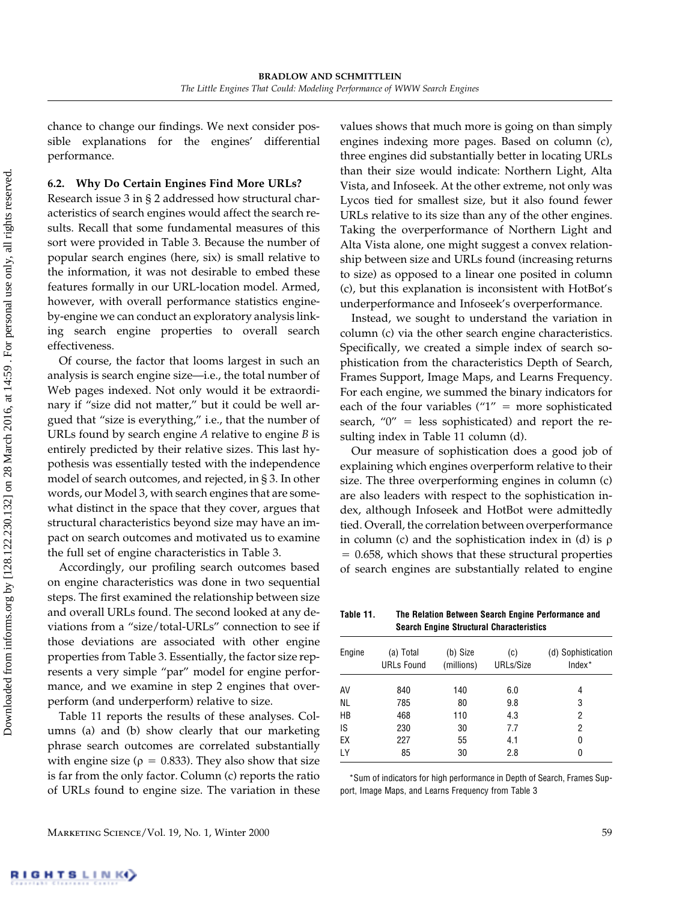chance to change our findings. We next consider possible explanations for the engines' differential performance.

### 6.2. Why Do Certain Engines Find More URLs?

Research issue 3 in § 2 addressed how structural characteristics of search engines would affect the search results. Recall that some fundamental measures of this sort were provided in Table 3. Because the number of popular search engines (here, six) is small relative to the information, it was not desirable to embed these features formally in our URL-location model. Armed, however, with overall performance statistics engine-by-engine we can conduct an exploratory analysis linking search engine properties to overall search effectiveness.

Of course, the factor that looms largest in such an analysis is search engine size—i.e., the total number of Web pages indexed. Not only would it be extraordinary if "size did not matter," but it could be well argued that "size is everything," i.e., that the number of URLs found by search engine *A* relative to engine *B* is entirely predicted by their relative sizes. This last hypothesis was essentially tested with the independence model of search outcomes, and rejected, in § 3. In other words, our Model 3, with search engines that are somewhat distinct in the space that they cover, argues that structural characteristics beyond size may have an impact on search outcomes and motivated us to examine the full set of engine characteristics in Table 3.

Accordingly, our profiling search outcomes based on engine characteristics was done in two sequential steps. The first examined the relationship between size and overall URLs found. The second looked at any deviations from a "size/total-URLs" connection to see if those deviations are associated with other engine properties from Table 3. Essentially, the factor size represents a very simple "par" model for engine performance, and we examine in step 2 engines that overperform (and underperform) relative to size.

Table 11 reports the results of these analyses. Columns (a) and (b) show clearly that our marketing phrase search outcomes are correlated substantially with engine size ($\rho = 0.833$). They also show that size is far from the only factor. Column (c) reports the ratio of URLs found to engine size. The variation in these values shows that much more is going on than simply engines indexing more pages. Based on column (c), three engines did substantially better in locating URLs than their size would indicate: Northern Light, Alta Vista, and Infoseek. At the other extreme, not only was Lycos tied for smallest size, but it also found fewer URLs relative to its size than any of the other engines. Taking the overperformance of Northern Light and Alta Vista alone, one might suggest a convex relationship between size and URLs found (increasing returns to size) as opposed to a linear one posited in column (c), but this explanation is inconsistent with HotBot's underperformance and Infoseek's overperformance.

Instead, we sought to understand the variation in column (c) via the other search engine characteristics. Specifically, we created a simple index of search sophistication from the characteristics Depth of Search, Frames Support, Image Maps, and Learns Frequency. For each engine, we summed the binary indicators for each of the four variables ("1" = more sophisticated search, "0" = less sophisticated) and report the resulting index in Table 11 column (d).

Our measure of sophistication does a good job of explaining which engines overperform relative to their size. The three overperforming engines in column (c) are also leaders with respect to the sophistication index, although Infoseek and HotBot were admittedly tied. Overall, the correlation between overperformance in column (c) and the sophistication index in (d) is $\rho = 0.658$, which shows that these structural properties of search engines are substantially related to engine

**Table 11.** The Relation Between Search Engine Performance and Search Engine Structural Characteristics

| Engine | (a) Total URLs Found | (b) Size (millions) | (c) URLs/Size | (d) Sophistication Index* |
|---|---|---|---|---|
| AV | 840 | 140 | 6.0 | 4 |
| NL | 785 | 80 | 9.8 | 3 |
| HB | 468 | 110 | 4.3 | 2 |
| IS | 230 | 30 | 7.7 | 2 |
| EX | 227 | 55 | 4.1 | 0 |
| LY | 85 | 30 | 2.8 | 0 |

*Sum of indicators for high performance in Depth of Search, Frames Support, Image Maps, and Learns Frequency from Table 3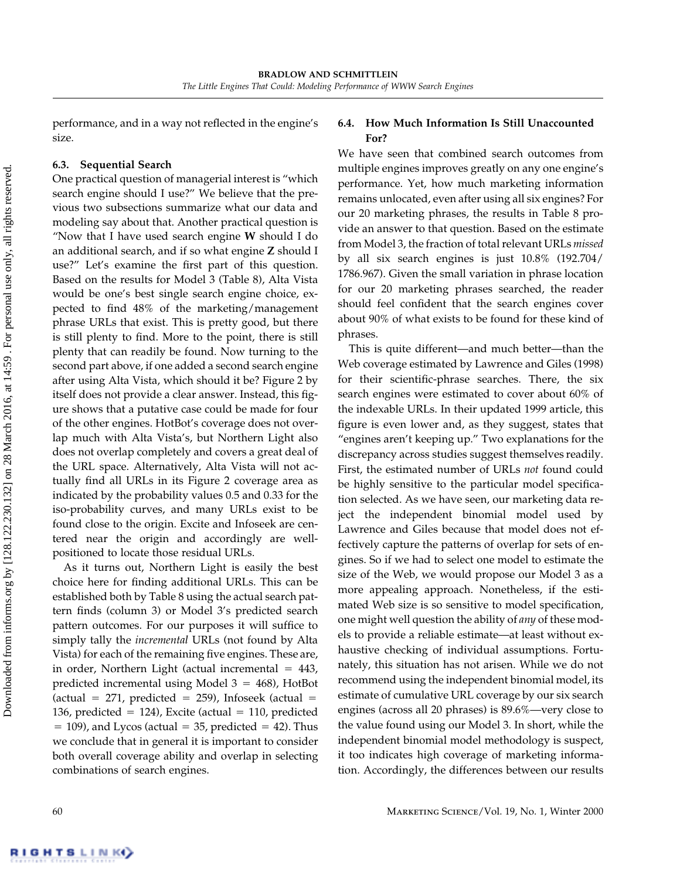performance, and in a way not reflected in the engine's size.

### 6.3. Sequential Search

One practical question of managerial interest is "which search engine should I use?" We believe that the previous two subsections summarize what our data and modeling say about that. Another practical question is "Now that I have used search engine **W** should I do an additional search, and if so what engine **Z** should I use?" Let's examine the first part of this question. Based on the results for Model 3 (Table 8), Alta Vista would be one's best single search engine choice, expected to find 48% of the marketing/management phrase URLs that exist. This is pretty good, but there is still plenty to find. More to the point, there is still plenty that can readily be found. Now turning to the second part above, if one added a second search engine after using Alta Vista, which should it be? Figure 2 by itself does not provide a clear answer. Instead, this figure shows that a putative case could be made for four of the other engines. HotBot's coverage does not overlap much with Alta Vista's, but Northern Light also does not overlap completely and covers a great deal of the URL space. Alternatively, Alta Vista will not actually find all URLs in its Figure 2 coverage area as indicated by the probability values 0.5 and 0.33 for the iso-probability curves, and many URLs exist to be found close to the origin. Excite and Infoseek are centered near the origin and accordingly are well-positioned to locate those residual URLs.

As it turns out, Northern Light is easily the best choice here for finding additional URLs. This can be established both by Table 8 using the actual search pattern finds (column 3) or Model 3's predicted search pattern outcomes. For our purposes it will suffice to simply tally the *incremental* URLs (not found by Alta Vista) for each of the remaining five engines. These are, in order, Northern Light (actual incremental = 443, predicted incremental using Model 3 = 468), HotBot (actual = 271, predicted = 259), Infoseek (actual = 136, predicted = 124), Excite (actual = 110, predicted = 109), and Lycos (actual = 35, predicted = 42). Thus we conclude that in general it is important to consider both overall coverage ability and overlap in selecting combinations of search engines.

### 6.4. How Much Information Is Still Unaccounted For?

We have seen that combined search outcomes from multiple engines improves greatly on any one engine's performance. Yet, how much marketing information remains unlocated, even after using all six engines? For our 20 marketing phrases, the results in Table 8 provide an answer to that question. Based on the estimate from Model 3, the fraction of total relevant URLs *missed* by all six search engines is just 10.8% (192.704/1786.967). Given the small variation in phrase location for our 20 marketing phrases searched, the reader should feel confident that the search engines cover about 90% of what exists to be found for these kind of phrases.

This is quite different—and much better—than the Web coverage estimated by Lawrence and Giles (1998) for their scientific-phrase searches. There, the six search engines were estimated to cover about 60% of the indexable URLs. In their updated 1999 article, this figure is even lower and, as they suggest, states that "engines aren't keeping up." Two explanations for the discrepancy across studies suggest themselves readily. First, the estimated number of URLs *not* found could be highly sensitive to the particular model specification selected. As we have seen, our marketing data reject the independent binomial model used by Lawrence and Giles because that model does not effectively capture the patterns of overlap for sets of engines. So if we had to select one model to estimate the size of the Web, we would propose our Model 3 as a more appealing approach. Nonetheless, if the estimated Web size is so sensitive to model specification, one might well question the ability of *any* of these models to provide a reliable estimate—at least without exhaustive checking of individual assumptions. Fortunately, this situation has not arisen. While we do not recommend using the independent binomial model, its estimate of cumulative URL coverage by our six search engines (across all 20 phrases) is 89.6%—very close to the value found using our Model 3. In short, while the independent binomial model methodology is suspect, it too indicates high coverage of marketing information. Accordingly, the differences between our results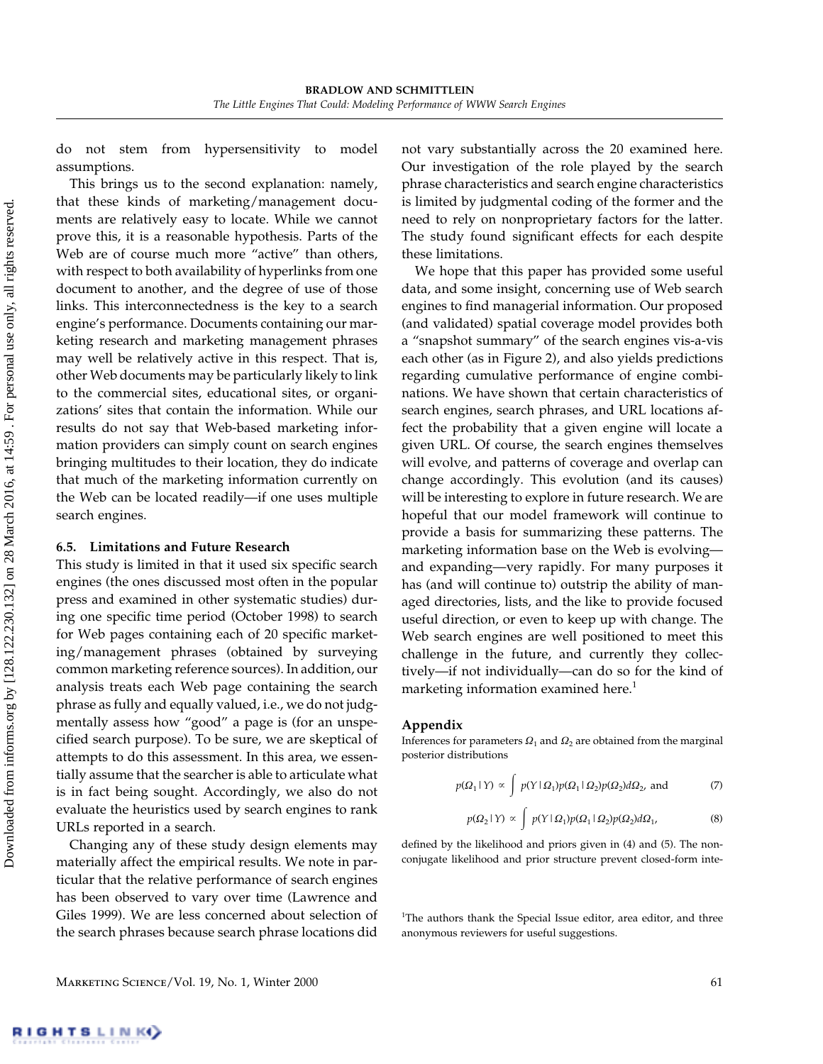do not stem from hypersensitivity to model assumptions.

This brings us to the second explanation: namely, that these kinds of marketing/management documents are relatively easy to locate. While we cannot prove this, it is a reasonable hypothesis. Parts of the Web are of course much more "active" than others, with respect to both availability of hyperlinks from one document to another, and the degree of use of those links. This interconnectedness is the key to a search engine's performance. Documents containing our marketing research and marketing management phrases may well be relatively active in this respect. That is, other Web documents may be particularly likely to link to the commercial sites, educational sites, or organizations' sites that contain the information. While our results do not say that Web-based marketing information providers can simply count on search engines bringing multitudes to their location, they do indicate that much of the marketing information currently on the Web can be located readily—if one uses multiple search engines.

### 6.5. Limitations and Future Research

This study is limited in that it used six specific search engines (the ones discussed most often in the popular press and examined in other systematic studies) during one specific time period (October 1998) to search for Web pages containing each of 20 specific marketing/management phrases (obtained by surveying common marketing reference sources). In addition, our analysis treats each Web page containing the search phrase as fully and equally valued, i.e., we do not judgmentally assess how "good" a page is (for an unspecified search purpose). To be sure, we are skeptical of attempts to do this assessment. In this area, we essentially assume that the searcher is able to articulate what is in fact being sought. Accordingly, we also do not evaluate the heuristics used by search engines to rank URLs reported in a search.

Changing any of these study design elements may materially affect the empirical results. We note in particular that the relative performance of search engines has been observed to vary over time (Lawrence and Giles 1999). We are less concerned about selection of the search phrases because search phrase locations did not vary substantially across the 20 examined here. Our investigation of the role played by the search phrase characteristics and search engine characteristics is limited by judgmental coding of the former and the need to rely on nonproprietary factors for the latter. The study found significant effects for each despite these limitations.

We hope that this paper has provided some useful data, and some insight, concerning use of Web search engines to find managerial information. Our proposed (and validated) spatial coverage model provides both a "snapshot summary" of the search engines vis-a-vis each other (as in Figure 2), and also yields predictions regarding cumulative performance of engine combinations. We have shown that certain characteristics of search engines, search phrases, and URL locations affect the probability that a given engine will locate a given URL. Of course, the search engines themselves will evolve, and patterns of coverage and overlap can change accordingly. This evolution (and its causes) will be interesting to explore in future research. We are hopeful that our model framework will continue to provide a basis for summarizing these patterns. The marketing information base on the Web is evolving—and expanding—very rapidly. For many purposes it has (and will continue to) outstrip the ability of managed directories, lists, and the like to provide focused useful direction, or even to keep up with change. The Web search engines are well positioned to meet this challenge in the future, and currently they collectively—if not individually—can do so for the kind of marketing information examined here.[1]

## Appendix

Inferences for parameters $\Omega_1$ and $\Omega_2$ are obtained from the marginal posterior distributions

$$p(\Omega_1 \mid Y) \propto \int p(Y \mid \Omega_1) p(\Omega_1 \mid \Omega_2) p(\Omega_2) d\Omega_2, \text{ and} \tag{7}$$

$$p(\Omega_2 \mid Y) \propto \int p(Y \mid \Omega_1) p(\Omega_1 \mid \Omega_2) p(\Omega_2) d\Omega_1, \tag{8}$$

defined by the likelihood and priors given in (4) and (5). The non-conjugate likelihood and prior structure prevent closed-form inte-

[1]The authors thank the Special Issue editor, area editor, and three anonymous reviewers for useful suggestions.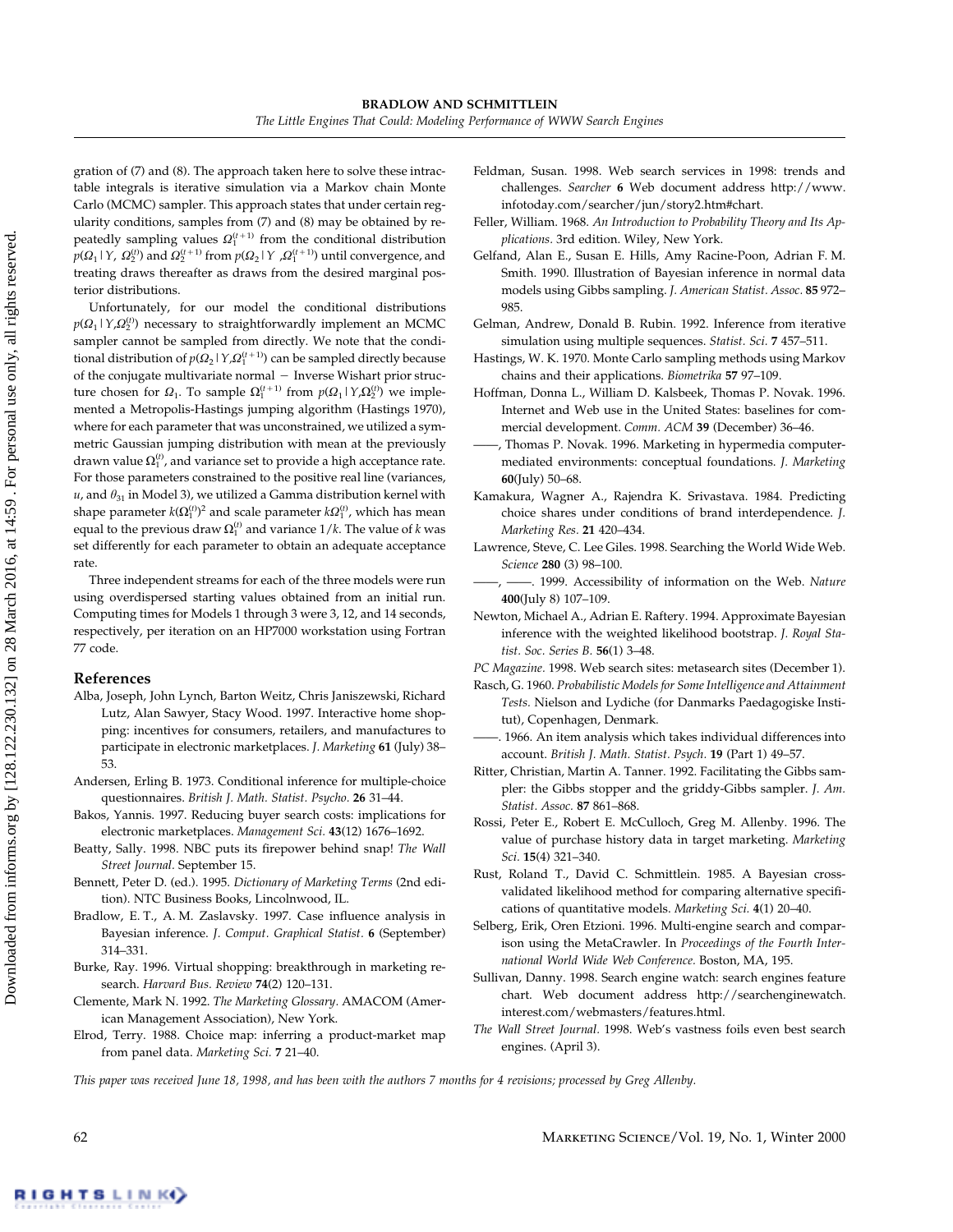gration of (7) and (8). The approach taken here to solve these intractable integrals is iterative simulation via a Markov chain Monte Carlo (MCMC) sampler. This approach states that under certain regularity conditions, samples from (7) and (8) may be obtained by repeatedly sampling values $\Omega_1^{(t+1)}$ from the conditional distribution $p(\Omega_1 \mid Y, \Omega_2^{(t)})$ and $\Omega_2^{(t+1)}$ from $p(\Omega_2 \mid Y, \Omega_1^{(t+1)})$ until convergence, and treating draws thereafter as draws from the desired marginal posterior distributions.

Unfortunately, for our model the conditional distributions $p(\Omega_1 \mid Y, \Omega_2^{(t)})$ necessary to straightforwardly implement an MCMC sampler cannot be sampled from directly. We note that the conditional distribution of $p(\Omega_2 \mid Y, \Omega_1^{(t+1)})$ can be sampled directly because of the conjugate multivariate normal − Inverse Wishart prior structure chosen for $\Omega_1$. To sample $\Omega_1^{(t+1)}$ from $p(\Omega_1 \mid Y, \Omega_2^{(t)})$ we implemented a Metropolis-Hastings jumping algorithm (Hastings 1970), where for each parameter that was unconstrained, we utilized a symmetric Gaussian jumping distribution with mean at the previously drawn value $\Omega_1^{(t)}$, and variance set to provide a high acceptance rate. For those parameters constrained to the positive real line (variances, $u$, and $\theta_{31}$ in Model 3), we utilized a Gamma distribution kernel with shape parameter $k(\Omega_1^{(t)})^2$ and scale parameter $k\Omega_1^{(t)}$, which has mean equal to the previous draw $\Omega_1^{(t)}$ and variance $1/k$. The value of $k$ was set differently for each parameter to obtain an adequate acceptance rate.

Three independent streams for each of the three models were run using overdispersed starting values obtained from an initial run. Computing times for Models 1 through 3 were 3, 12, and 14 seconds, respectively, per iteration on an HP7000 workstation using Fortran 77 code.

## References

Alba, Joseph, John Lynch, Barton Weitz, Chris Janiszewski, Richard Lutz, Alan Sawyer, Stacy Wood. 1997. Interactive home shopping: incentives for consumers, retailers, and manufactures to participate in electronic marketplaces. *J. Marketing* **61** (July) 38–53.

Andersen, Erling B. 1973. Conditional inference for multiple-choice questionnaires. *British J. Math. Statist. Psycho.* **26** 31–44.

Bakos, Yannis. 1997. Reducing buyer search costs: implications for electronic marketplaces. *Management Sci.* **43**(12) 1676–1692.

Beatty, Sally. 1998. NBC puts its firepower behind snap! *The Wall Street Journal*. September 15.

Bennett, Peter D. (ed.). 1995. *Dictionary of Marketing Terms* (2nd edition). NTC Business Books, Lincolnwood, IL.

Bradlow, E. T., A. M. Zaslavsky. 1997. Case influence analysis in Bayesian inference. *J. Comput. Graphical Statist*. **6** (September) 314–331.

Burke, Ray. 1996. Virtual shopping: breakthrough in marketing research. *Harvard Bus. Review* **74**(2) 120–131.

Clemente, Mark N. 1992. *The Marketing Glossary.* AMACOM (American Management Association), New York.

Elrod, Terry. 1988. Choice map: inferring a product-market map from panel data. *Marketing Sci.* **7** 21–40.

Feldman, Susan. 1998. Web search services in 1998: trends and challenges. *Searcher* **6** Web document address http://www.infotoday.com/searcher/jun/story2.htm#chart.

Feller, William. 1968. *An Introduction to Probability Theory and Its Applications*. 3rd edition. Wiley, New York.

Gelfand, Alan E., Susan E. Hills, Amy Racine-Poon, Adrian F. M. Smith. 1990. Illustration of Bayesian inference in normal data models using Gibbs sampling. *J. American Statist. Assoc.* **85** 972–985.

Gelman, Andrew, Donald B. Rubin. 1992. Inference from iterative simulation using multiple sequences. *Statist. Sci.* **7** 457–511.

Hastings, W. K. 1970. Monte Carlo sampling methods using Markov chains and their applications. *Biometrika* **57** 97–109.

Hoffman, Donna L., William D. Kalsbeek, Thomas P. Novak. 1996. Internet and Web use in the United States: baselines for commercial development. *Comm. ACM* **39** (December) 36–46.

——, Thomas P. Novak. 1996. Marketing in hypermedia computer-mediated environments: conceptual foundations. *J. Marketing* **60**(July) 50–68.

Kamakura, Wagner A., Rajendra K. Srivastava. 1984. Predicting choice shares under conditions of brand interdependence. *J. Marketing Res.* **21** 420–434.

Lawrence, Steve, C. Lee Giles. 1998. Searching the World Wide Web. *Science* **280** (3) 98–100.

——, ——. 1999. Accessibility of information on the Web. *Nature* **400**(July 8) 107–109.

Newton, Michael A., Adrian E. Raftery. 1994. Approximate Bayesian inference with the weighted likelihood bootstrap. *J. Royal Statist. Soc. Series B.* **56**(1) 3–48.

*PC Magazine*. 1998. Web search sites: metasearch sites (December 1).

Rasch, G. 1960. *Probabilistic Models for Some Intelligence and Attainment Tests.* Nielson and Lydiche (for Danmarks Paedagogiske Institut), Copenhagen, Denmark.

——. 1966. An item analysis which takes individual differences into account. *British J. Math. Statist. Psych.* **19** (Part 1) 49–57.

Ritter, Christian, Martin A. Tanner. 1992. Facilitating the Gibbs sampler: the Gibbs stopper and the griddy-Gibbs sampler. *J. Am. Statist. Assoc.* **87** 861–868.

Rossi, Peter E., Robert E. McCulloch, Greg M. Allenby. 1996. The value of purchase history data in target marketing. *Marketing Sci.* **15**(4) 321–340.

Rust, Roland T., David C. Schmittlein. 1985. A Bayesian cross-validated likelihood method for comparing alternative specifications of quantitative models. *Marketing Sci.* **4**(1) 20–40.

Selberg, Erik, Oren Etzioni. 1996. Multi-engine search and comparison using the MetaCrawler. In *Proceedings of the Fourth International World Wide Web Conference.* Boston, MA, 195.

Sullivan, Danny. 1998. Search engine watch: search engines feature chart. Web document address http://searchenginewatch.interest.com/webmasters/features.html.

*The Wall Street Journal*. 1998. Web's vastness foils even best search engines. (April 3).

*This paper was received June 18, 1998, and has been with the authors 7 months for 4 revisions; processed by Greg Allenby.*